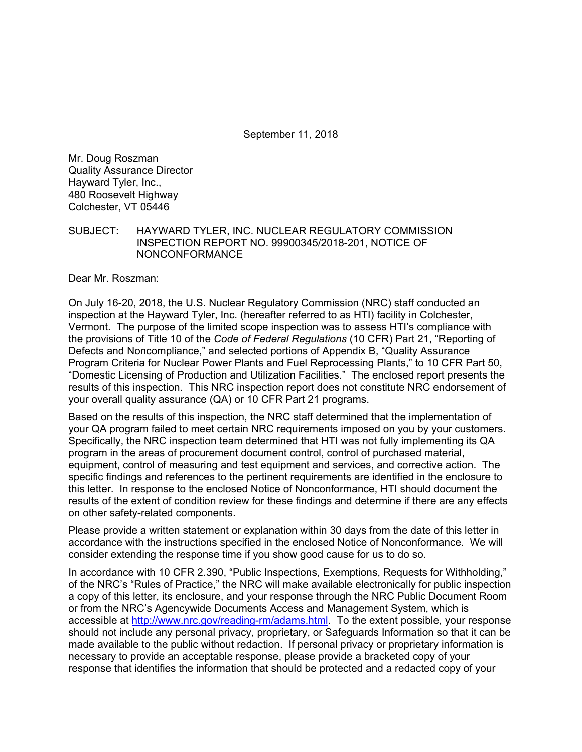September 11, 2018

Mr. Doug Roszman  
Quality Assurance Director  
Hayward Tyler, Inc.,  
480 Roosevelt Highway  
Colchester, VT 05446

SUBJECT: HAYWARD TYLER, INC. NUCLEAR REGULATORY COMMISSION INSPECTION REPORT NO. 99900345/2018-201, NOTICE OF NONCONFORMANCE

Dear Mr. Roszman:

On July 16-20, 2018, the U.S. Nuclear Regulatory Commission (NRC) staff conducted an inspection at the Hayward Tyler, Inc. (hereafter referred to as HTI) facility in Colchester, Vermont. The purpose of the limited scope inspection was to assess HTI's compliance with the provisions of Title 10 of the *Code of Federal Regulations* (10 CFR) Part 21, "Reporting of Defects and Noncompliance," and selected portions of Appendix B, "Quality Assurance Program Criteria for Nuclear Power Plants and Fuel Reprocessing Plants," to 10 CFR Part 50, "Domestic Licensing of Production and Utilization Facilities." The enclosed report presents the results of this inspection. This NRC inspection report does not constitute NRC endorsement of your overall quality assurance (QA) or 10 CFR Part 21 programs.

Based on the results of this inspection, the NRC staff determined that the implementation of your QA program failed to meet certain NRC requirements imposed on you by your customers. Specifically, the NRC inspection team determined that HTI was not fully implementing its QA program in the areas of procurement document control, control of purchased material, equipment, control of measuring and test equipment and services, and corrective action. The specific findings and references to the pertinent requirements are identified in the enclosure to this letter. In response to the enclosed Notice of Nonconformance, HTI should document the results of the extent of condition review for these findings and determine if there are any effects on other safety-related components.

Please provide a written statement or explanation within 30 days from the date of this letter in accordance with the instructions specified in the enclosed Notice of Nonconformance. We will consider extending the response time if you show good cause for us to do so.

In accordance with 10 CFR 2.390, "Public Inspections, Exemptions, Requests for Withholding," of the NRC's "Rules of Practice," the NRC will make available electronically for public inspection a copy of this letter, its enclosure, and your response through the NRC Public Document Room or from the NRC's Agencywide Documents Access and Management System, which is accessible at http://www.nrc.gov/reading-rm/adams.html. To the extent possible, your response should not include any personal privacy, proprietary, or Safeguards Information so that it can be made available to the public without redaction. If personal privacy or proprietary information is necessary to provide an acceptable response, please provide a bracketed copy of your response that identifies the information that should be protected and a redacted copy of your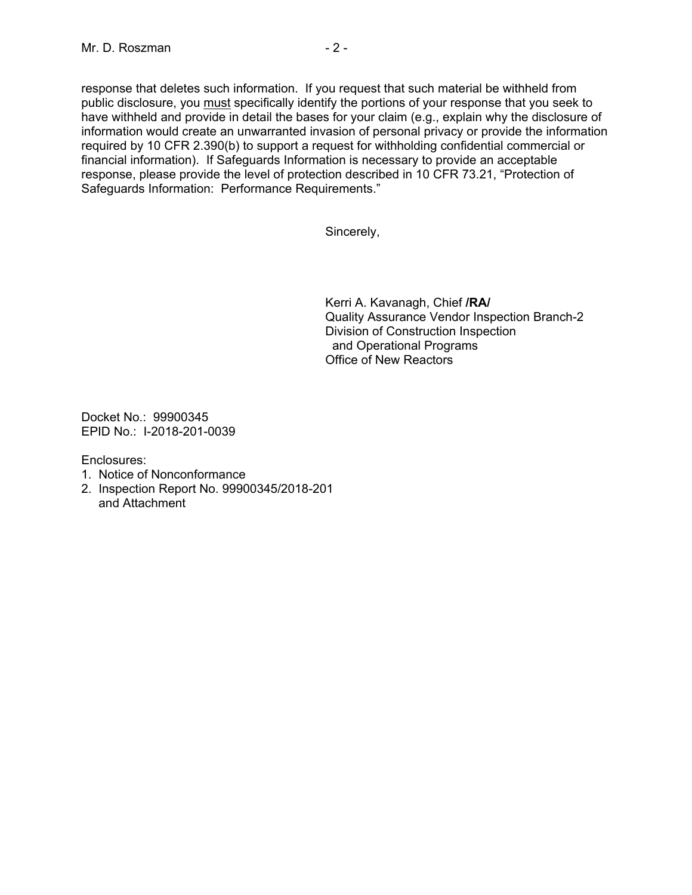response that deletes such information. If you request that such material be withheld from public disclosure, you must specifically identify the portions of your response that you seek to have withheld and provide in detail the bases for your claim (e.g., explain why the disclosure of information would create an unwarranted invasion of personal privacy or provide the information required by 10 CFR 2.390(b) to support a request for withholding confidential commercial or financial information). If Safeguards Information is necessary to provide an acceptable response, please provide the level of protection described in 10 CFR 73.21, "Protection of Safeguards Information: Performance Requirements."

Sincerely,

Kerri A. Kavanagh, Chief **/RA/**
Quality Assurance Vendor Inspection Branch-2
Division of Construction Inspection
and Operational Programs
Office of New Reactors

Docket No.: 99900345
EPID No.: I-2018-201-0039

Enclosures:
1. Notice of Nonconformance
2. Inspection Report No. 99900345/2018-201
   and Attachment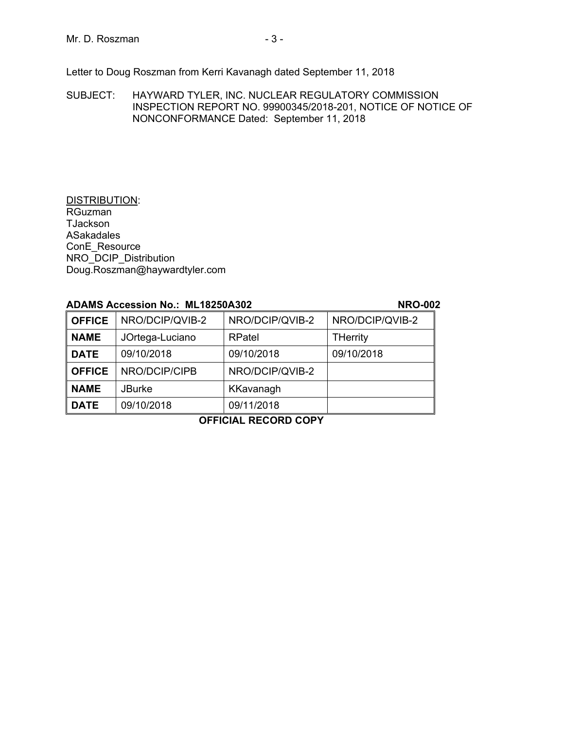Letter to Doug Roszman from Kerri Kavanagh dated September 11, 2018

SUBJECT: HAYWARD TYLER, INC. NUCLEAR REGULATORY COMMISSION INSPECTION REPORT NO. 99900345/2018-201, NOTICE OF NOTICE OF NONCONFORMANCE Dated: September 11, 2018

DISTRIBUTION:
RGuzman
TJackson
ASakadales
ConE_Resource
NRO_DCIP_Distribution
Doug.Roszman@haywardtyler.com

**ADAMS Accession No.: ML18250A302** **NRO-002**

| **OFFICE** | NRO/DCIP/QVIB-2 | NRO/DCIP/QVIB-2 | NRO/DCIP/QVIB-2 |
|---|---|---|---|
| **NAME** | JOrtega-Luciano | RPatel | THerrity |
| **DATE** | 09/10/2018 | 09/10/2018 | 09/10/2018 |
| **OFFICE** | NRO/DCIP/CIPB | NRO/DCIP/QVIB-2 | |
| **NAME** | JBurke | KKavanagh | |
| **DATE** | 09/10/2018 | 09/11/2018 | |

**OFFICIAL RECORD COPY**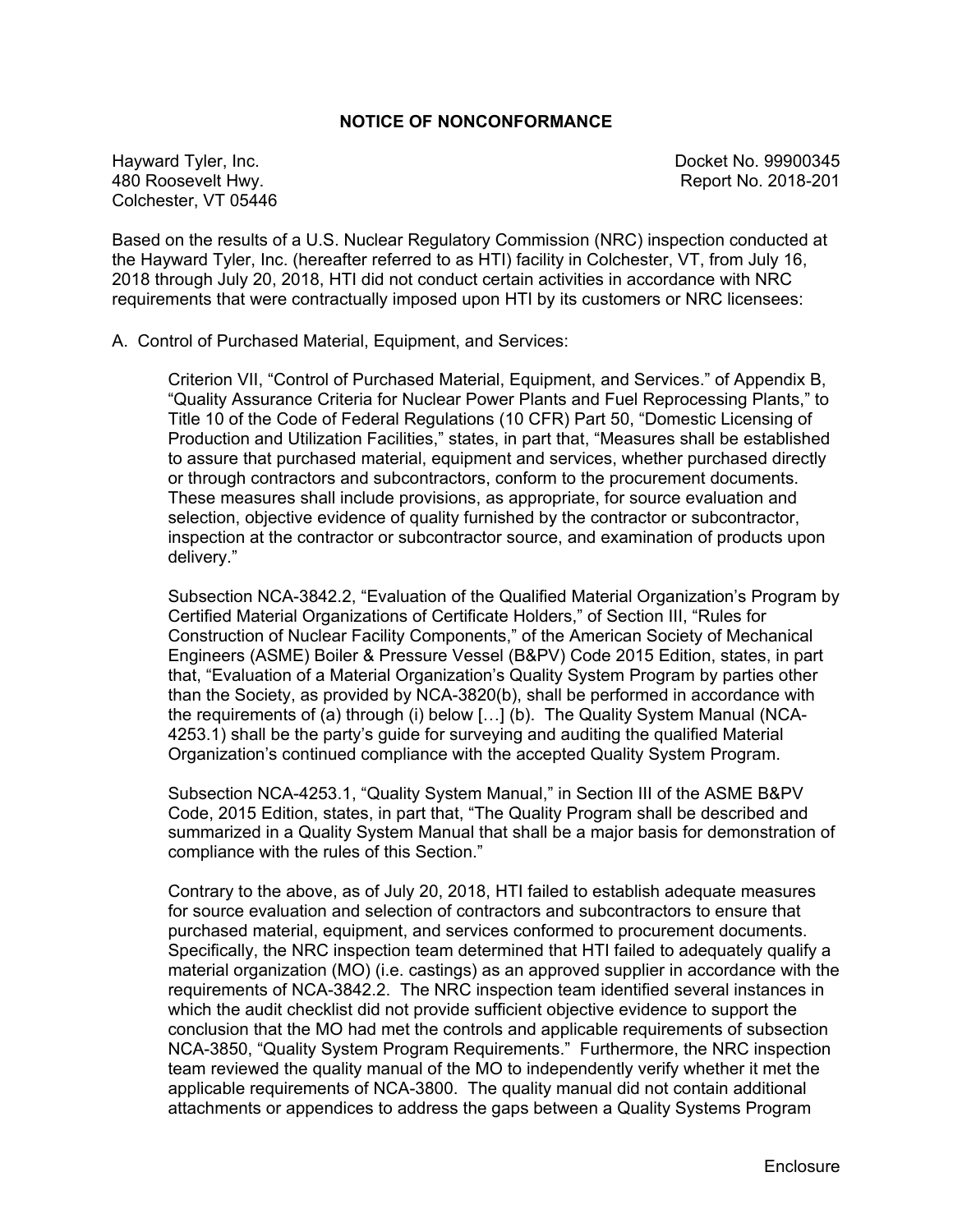## NOTICE OF NONCONFORMANCE

Hayward Tyler, Inc.
480 Roosevelt Hwy.
Colchester, VT 05446

Docket No. 99900345
Report No. 2018-201

Based on the results of a U.S. Nuclear Regulatory Commission (NRC) inspection conducted at the Hayward Tyler, Inc. (hereafter referred to as HTI) facility in Colchester, VT, from July 16, 2018 through July 20, 2018, HTI did not conduct certain activities in accordance with NRC requirements that were contractually imposed upon HTI by its customers or NRC licensees:

A. Control of Purchased Material, Equipment, and Services:

Criterion VII, "Control of Purchased Material, Equipment, and Services." of Appendix B, "Quality Assurance Criteria for Nuclear Power Plants and Fuel Reprocessing Plants," to Title 10 of the Code of Federal Regulations (10 CFR) Part 50, "Domestic Licensing of Production and Utilization Facilities," states, in part that, "Measures shall be established to assure that purchased material, equipment and services, whether purchased directly or through contractors and subcontractors, conform to the procurement documents. These measures shall include provisions, as appropriate, for source evaluation and selection, objective evidence of quality furnished by the contractor or subcontractor, inspection at the contractor or subcontractor source, and examination of products upon delivery."

Subsection NCA-3842.2, "Evaluation of the Qualified Material Organization's Program by Certified Material Organizations of Certificate Holders," of Section III, "Rules for Construction of Nuclear Facility Components," of the American Society of Mechanical Engineers (ASME) Boiler & Pressure Vessel (B&PV) Code 2015 Edition, states, in part that, "Evaluation of a Material Organization's Quality System Program by parties other than the Society, as provided by NCA-3820(b), shall be performed in accordance with the requirements of (a) through (i) below […] (b). The Quality System Manual (NCA-4253.1) shall be the party's guide for surveying and auditing the qualified Material Organization's continued compliance with the accepted Quality System Program.

Subsection NCA-4253.1, "Quality System Manual," in Section III of the ASME B&PV Code, 2015 Edition, states, in part that, "The Quality Program shall be described and summarized in a Quality System Manual that shall be a major basis for demonstration of compliance with the rules of this Section."

Contrary to the above, as of July 20, 2018, HTI failed to establish adequate measures for source evaluation and selection of contractors and subcontractors to ensure that purchased material, equipment, and services conformed to procurement documents. Specifically, the NRC inspection team determined that HTI failed to adequately qualify a material organization (MO) (i.e. castings) as an approved supplier in accordance with the requirements of NCA-3842.2. The NRC inspection team identified several instances in which the audit checklist did not provide sufficient objective evidence to support the conclusion that the MO had met the controls and applicable requirements of subsection NCA-3850, "Quality System Program Requirements." Furthermore, the NRC inspection team reviewed the quality manual of the MO to independently verify whether it met the applicable requirements of NCA-3800. The quality manual did not contain additional attachments or appendices to address the gaps between a Quality Systems Program

Enclosure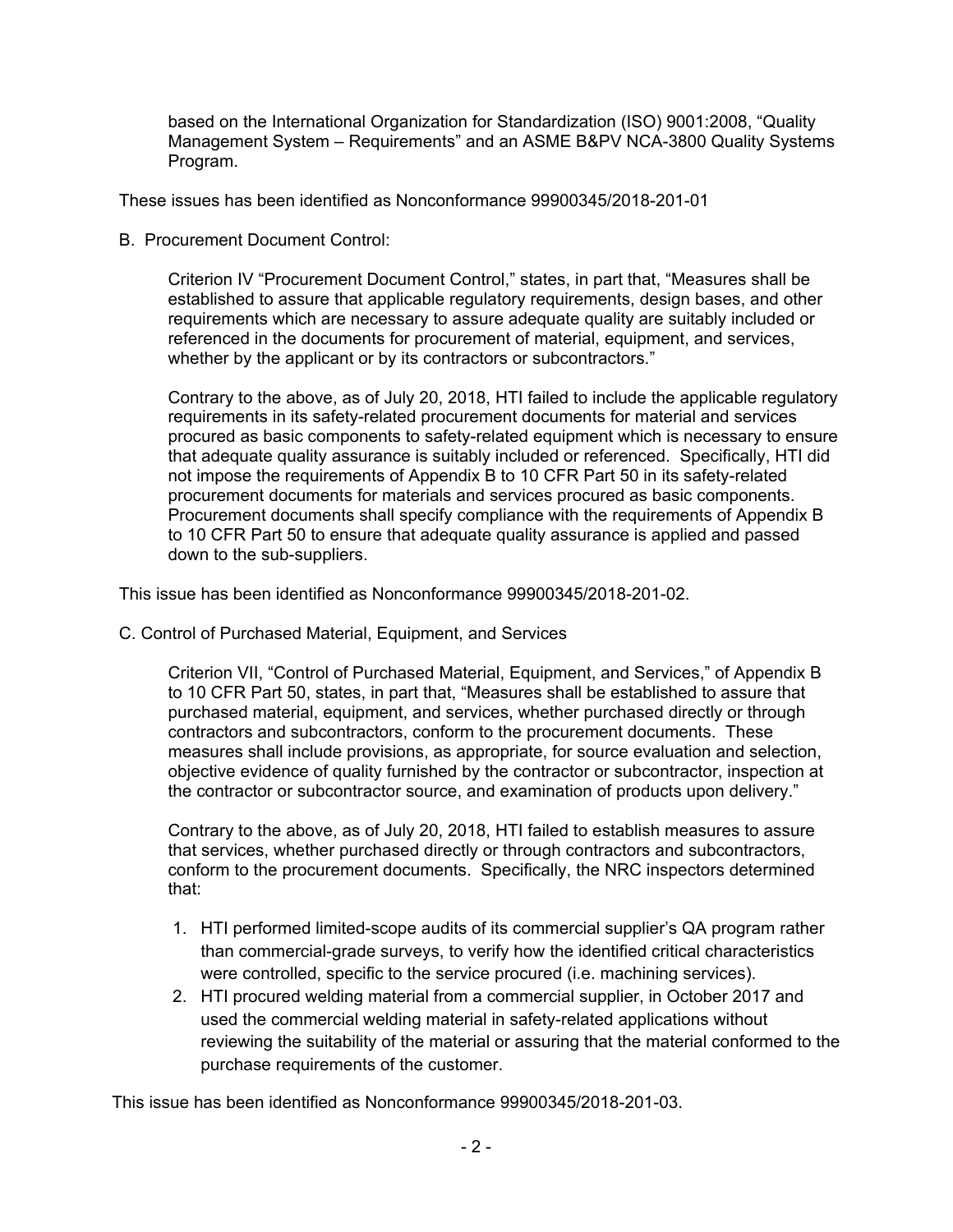based on the International Organization for Standardization (ISO) 9001:2008, "Quality Management System – Requirements" and an ASME B&PV NCA-3800 Quality Systems Program.

These issues has been identified as Nonconformance 99900345/2018-201-01

B. Procurement Document Control:

Criterion IV "Procurement Document Control," states, in part that, "Measures shall be established to assure that applicable regulatory requirements, design bases, and other requirements which are necessary to assure adequate quality are suitably included or referenced in the documents for procurement of material, equipment, and services, whether by the applicant or by its contractors or subcontractors."

Contrary to the above, as of July 20, 2018, HTI failed to include the applicable regulatory requirements in its safety-related procurement documents for material and services procured as basic components to safety-related equipment which is necessary to ensure that adequate quality assurance is suitably included or referenced. Specifically, HTI did not impose the requirements of Appendix B to 10 CFR Part 50 in its safety-related procurement documents for materials and services procured as basic components. Procurement documents shall specify compliance with the requirements of Appendix B to 10 CFR Part 50 to ensure that adequate quality assurance is applied and passed down to the sub-suppliers.

This issue has been identified as Nonconformance 99900345/2018-201-02.

C. Control of Purchased Material, Equipment, and Services

Criterion VII, "Control of Purchased Material, Equipment, and Services," of Appendix B to 10 CFR Part 50, states, in part that, "Measures shall be established to assure that purchased material, equipment, and services, whether purchased directly or through contractors and subcontractors, conform to the procurement documents. These measures shall include provisions, as appropriate, for source evaluation and selection, objective evidence of quality furnished by the contractor or subcontractor, inspection at the contractor or subcontractor source, and examination of products upon delivery."

Contrary to the above, as of July 20, 2018, HTI failed to establish measures to assure that services, whether purchased directly or through contractors and subcontractors, conform to the procurement documents. Specifically, the NRC inspectors determined that:

1. HTI performed limited-scope audits of its commercial supplier's QA program rather than commercial-grade surveys, to verify how the identified critical characteristics were controlled, specific to the service procured (i.e. machining services).
2. HTI procured welding material from a commercial supplier, in October 2017 and used the commercial welding material in safety-related applications without reviewing the suitability of the material or assuring that the material conformed to the purchase requirements of the customer.

This issue has been identified as Nonconformance 99900345/2018-201-03.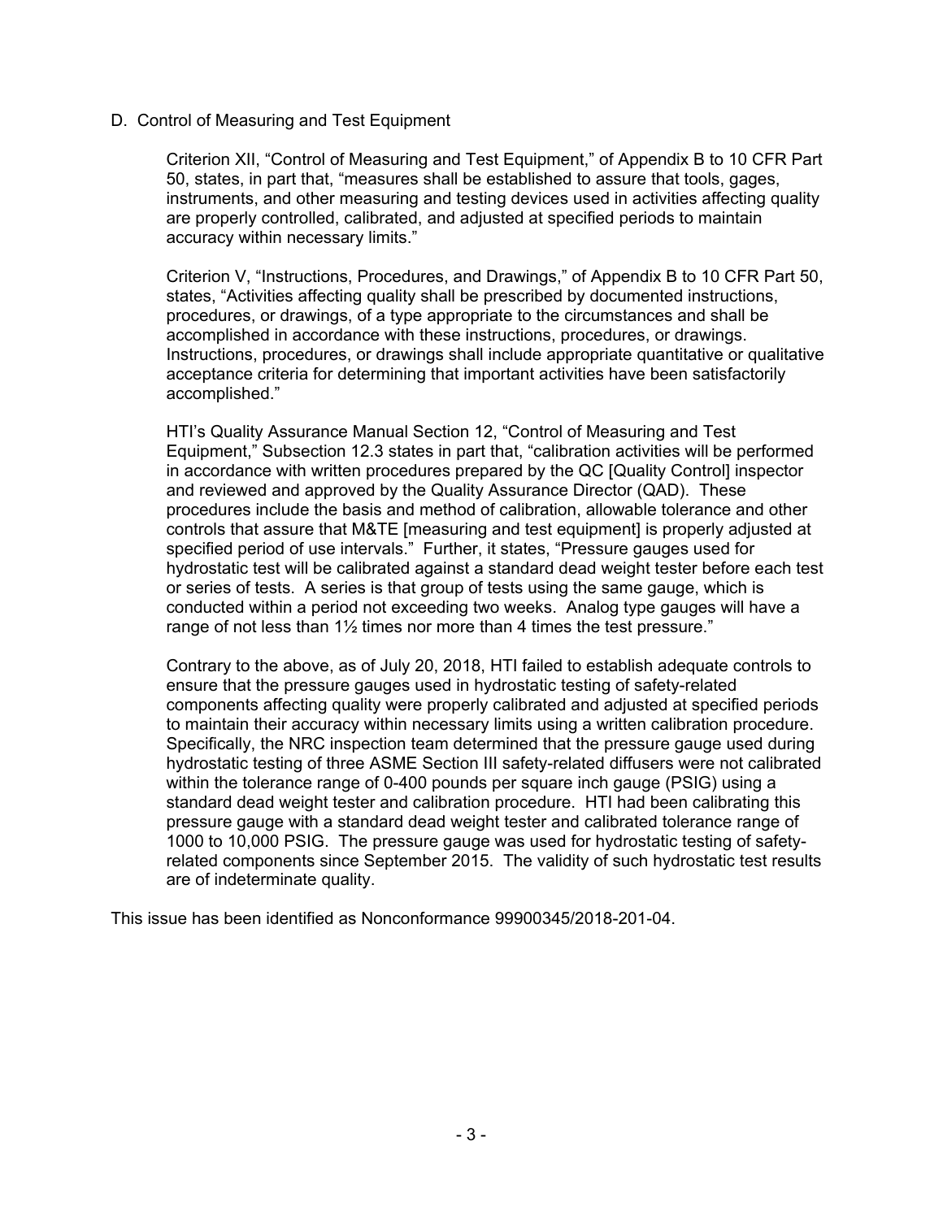D. Control of Measuring and Test Equipment

Criterion XII, "Control of Measuring and Test Equipment," of Appendix B to 10 CFR Part 50, states, in part that, "measures shall be established to assure that tools, gages, instruments, and other measuring and testing devices used in activities affecting quality are properly controlled, calibrated, and adjusted at specified periods to maintain accuracy within necessary limits."

Criterion V, "Instructions, Procedures, and Drawings," of Appendix B to 10 CFR Part 50, states, "Activities affecting quality shall be prescribed by documented instructions, procedures, or drawings, of a type appropriate to the circumstances and shall be accomplished in accordance with these instructions, procedures, or drawings. Instructions, procedures, or drawings shall include appropriate quantitative or qualitative acceptance criteria for determining that important activities have been satisfactorily accomplished."

HTI's Quality Assurance Manual Section 12, "Control of Measuring and Test Equipment," Subsection 12.3 states in part that, "calibration activities will be performed in accordance with written procedures prepared by the QC [Quality Control] inspector and reviewed and approved by the Quality Assurance Director (QAD). These procedures include the basis and method of calibration, allowable tolerance and other controls that assure that M&TE [measuring and test equipment] is properly adjusted at specified period of use intervals." Further, it states, "Pressure gauges used for hydrostatic test will be calibrated against a standard dead weight tester before each test or series of tests. A series is that group of tests using the same gauge, which is conducted within a period not exceeding two weeks. Analog type gauges will have a range of not less than 1½ times nor more than 4 times the test pressure."

Contrary to the above, as of July 20, 2018, HTI failed to establish adequate controls to ensure that the pressure gauges used in hydrostatic testing of safety-related components affecting quality were properly calibrated and adjusted at specified periods to maintain their accuracy within necessary limits using a written calibration procedure. Specifically, the NRC inspection team determined that the pressure gauge used during hydrostatic testing of three ASME Section III safety-related diffusers were not calibrated within the tolerance range of 0-400 pounds per square inch gauge (PSIG) using a standard dead weight tester and calibration procedure. HTI had been calibrating this pressure gauge with a standard dead weight tester and calibrated tolerance range of 1000 to 10,000 PSIG. The pressure gauge was used for hydrostatic testing of safety-related components since September 2015. The validity of such hydrostatic test results are of indeterminate quality.

This issue has been identified as Nonconformance 99900345/2018-201-04.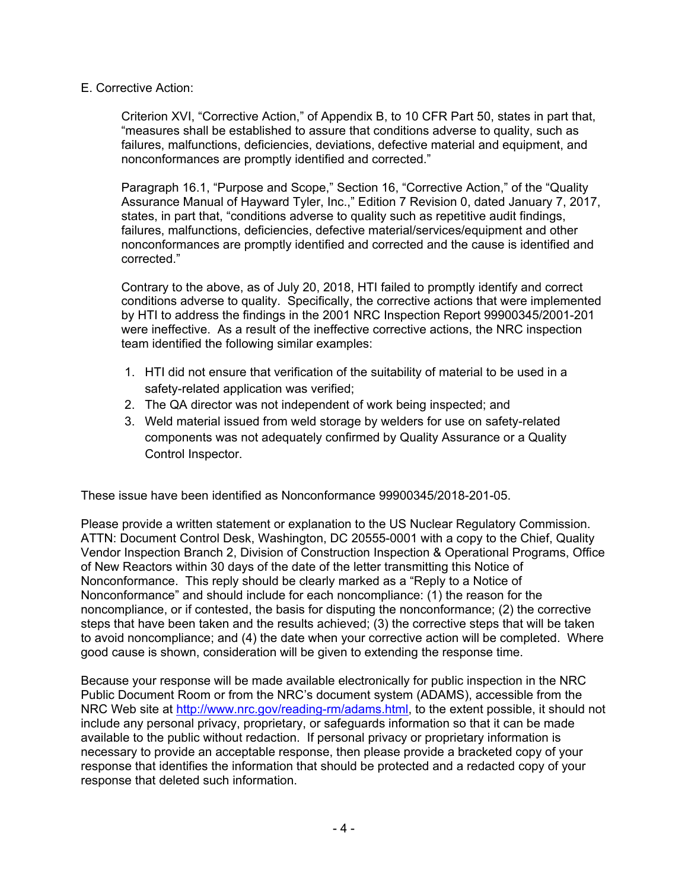E. Corrective Action:

Criterion XVI, "Corrective Action," of Appendix B, to 10 CFR Part 50, states in part that, "measures shall be established to assure that conditions adverse to quality, such as failures, malfunctions, deficiencies, deviations, defective material and equipment, and nonconformances are promptly identified and corrected."

Paragraph 16.1, "Purpose and Scope," Section 16, "Corrective Action," of the "Quality Assurance Manual of Hayward Tyler, Inc.," Edition 7 Revision 0, dated January 7, 2017, states, in part that, "conditions adverse to quality such as repetitive audit findings, failures, malfunctions, deficiencies, defective material/services/equipment and other nonconformances are promptly identified and corrected and the cause is identified and corrected."

Contrary to the above, as of July 20, 2018, HTI failed to promptly identify and correct conditions adverse to quality. Specifically, the corrective actions that were implemented by HTI to address the findings in the 2001 NRC Inspection Report 99900345/2001-201 were ineffective. As a result of the ineffective corrective actions, the NRC inspection team identified the following similar examples:

1. HTI did not ensure that verification of the suitability of material to be used in a safety-related application was verified;
2. The QA director was not independent of work being inspected; and
3. Weld material issued from weld storage by welders for use on safety-related components was not adequately confirmed by Quality Assurance or a Quality Control Inspector.

These issue have been identified as Nonconformance 99900345/2018-201-05.

Please provide a written statement or explanation to the US Nuclear Regulatory Commission. ATTN: Document Control Desk, Washington, DC 20555-0001 with a copy to the Chief, Quality Vendor Inspection Branch 2, Division of Construction Inspection & Operational Programs, Office of New Reactors within 30 days of the date of the letter transmitting this Notice of Nonconformance. This reply should be clearly marked as a "Reply to a Notice of Nonconformance" and should include for each noncompliance: (1) the reason for the noncompliance, or if contested, the basis for disputing the nonconformance; (2) the corrective steps that have been taken and the results achieved; (3) the corrective steps that will be taken to avoid noncompliance; and (4) the date when your corrective action will be completed. Where good cause is shown, consideration will be given to extending the response time.

Because your response will be made available electronically for public inspection in the NRC Public Document Room or from the NRC's document system (ADAMS), accessible from the NRC Web site at http://www.nrc.gov/reading-rm/adams.html, to the extent possible, it should not include any personal privacy, proprietary, or safeguards information so that it can be made available to the public without redaction. If personal privacy or proprietary information is necessary to provide an acceptable response, then please provide a bracketed copy of your response that identifies the information that should be protected and a redacted copy of your response that deleted such information.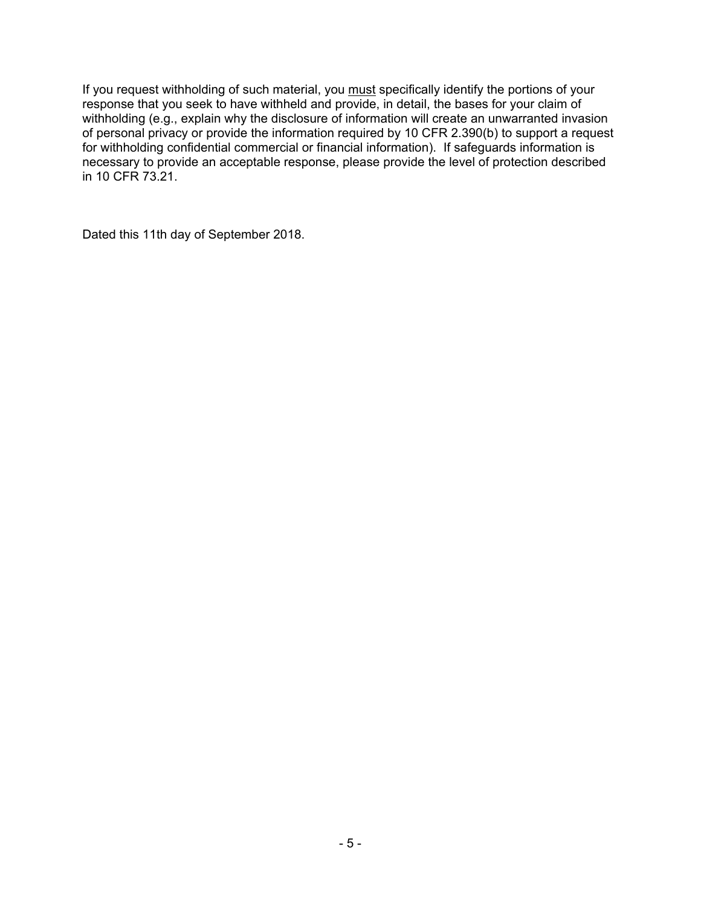If you request withholding of such material, you <u>must</u> specifically identify the portions of your response that you seek to have withheld and provide, in detail, the bases for your claim of withholding (e.g., explain why the disclosure of information will create an unwarranted invasion of personal privacy or provide the information required by 10 CFR 2.390(b) to support a request for withholding confidential commercial or financial information). If safeguards information is necessary to provide an acceptable response, please provide the level of protection described in 10 CFR 73.21.

Dated this 11th day of September 2018.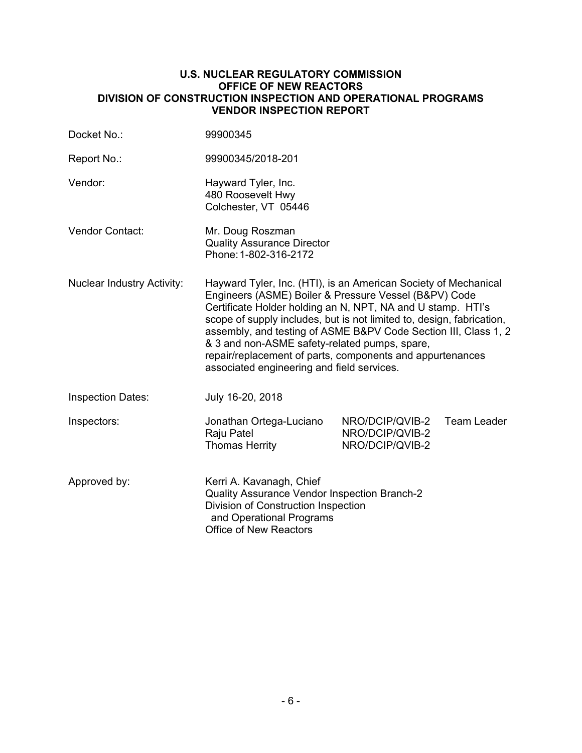**U.S. NUCLEAR REGULATORY COMMISSION**
**OFFICE OF NEW REACTORS**
**DIVISION OF CONSTRUCTION INSPECTION AND OPERATIONAL PROGRAMS**
**VENDOR INSPECTION REPORT**

| | | | |
|---|---|---|---|
| Docket No.: | 99900345 | | |
| Report No.: | 99900345/2018-201 | | |
| Vendor: | Hayward Tyler, Inc.<br>480 Roosevelt Hwy<br>Colchester, VT 05446 | | |
| Vendor Contact: | Mr. Doug Roszman<br>Quality Assurance Director<br>Phone: 1-802-316-2172 | | |
| Nuclear Industry Activity: | Hayward Tyler, Inc. (HTI), is an American Society of Mechanical Engineers (ASME) Boiler & Pressure Vessel (B&PV) Code Certificate Holder holding an N, NPT, NA and U stamp. HTI's scope of supply includes, but is not limited to, design, fabrication, assembly, and testing of ASME B&PV Code Section III, Class 1, 2 & 3 and non-ASME safety-related pumps, spare, repair/replacement of parts, components and appurtenances associated engineering and field services. | | |
| Inspection Dates: | July 16-20, 2018 | | |
| Inspectors: | Jonathan Ortega-Luciano | NRO/DCIP/QVIB-2 | Team Leader |
| | Raju Patel | NRO/DCIP/QVIB-2 | |
| | Thomas Herrity | NRO/DCIP/QVIB-2 | |
| Approved by: | Kerri A. Kavanagh, Chief<br>Quality Assurance Vendor Inspection Branch-2<br>Division of Construction Inspection and Operational Programs<br>Office of New Reactors | | |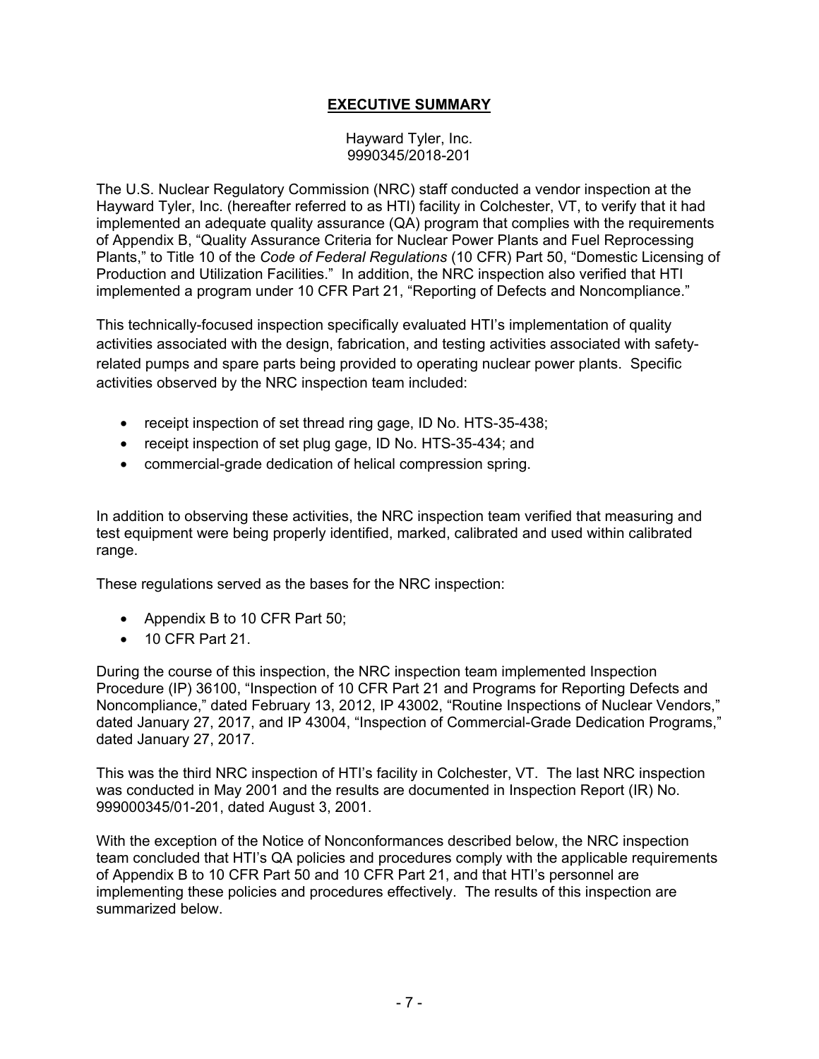## EXECUTIVE SUMMARY

Hayward Tyler, Inc.
9990345/2018-201

The U.S. Nuclear Regulatory Commission (NRC) staff conducted a vendor inspection at the Hayward Tyler, Inc. (hereafter referred to as HTI) facility in Colchester, VT, to verify that it had implemented an adequate quality assurance (QA) program that complies with the requirements of Appendix B, "Quality Assurance Criteria for Nuclear Power Plants and Fuel Reprocessing Plants," to Title 10 of the *Code of Federal Regulations* (10 CFR) Part 50, "Domestic Licensing of Production and Utilization Facilities." In addition, the NRC inspection also verified that HTI implemented a program under 10 CFR Part 21, "Reporting of Defects and Noncompliance."

This technically-focused inspection specifically evaluated HTI's implementation of quality activities associated with the design, fabrication, and testing activities associated with safety-related pumps and spare parts being provided to operating nuclear power plants. Specific activities observed by the NRC inspection team included:

- receipt inspection of set thread ring gage, ID No. HTS-35-438;
- receipt inspection of set plug gage, ID No. HTS-35-434; and
- commercial-grade dedication of helical compression spring.

In addition to observing these activities, the NRC inspection team verified that measuring and test equipment were being properly identified, marked, calibrated and used within calibrated range.

These regulations served as the bases for the NRC inspection:

- Appendix B to 10 CFR Part 50;
- 10 CFR Part 21.

During the course of this inspection, the NRC inspection team implemented Inspection Procedure (IP) 36100, "Inspection of 10 CFR Part 21 and Programs for Reporting Defects and Noncompliance," dated February 13, 2012, IP 43002, "Routine Inspections of Nuclear Vendors," dated January 27, 2017, and IP 43004, "Inspection of Commercial-Grade Dedication Programs," dated January 27, 2017.

This was the third NRC inspection of HTI's facility in Colchester, VT. The last NRC inspection was conducted in May 2001 and the results are documented in Inspection Report (IR) No. 999000345/01-201, dated August 3, 2001.

With the exception of the Notice of Nonconformances described below, the NRC inspection team concluded that HTI's QA policies and procedures comply with the applicable requirements of Appendix B to 10 CFR Part 50 and 10 CFR Part 21, and that HTI's personnel are implementing these policies and procedures effectively. The results of this inspection are summarized below.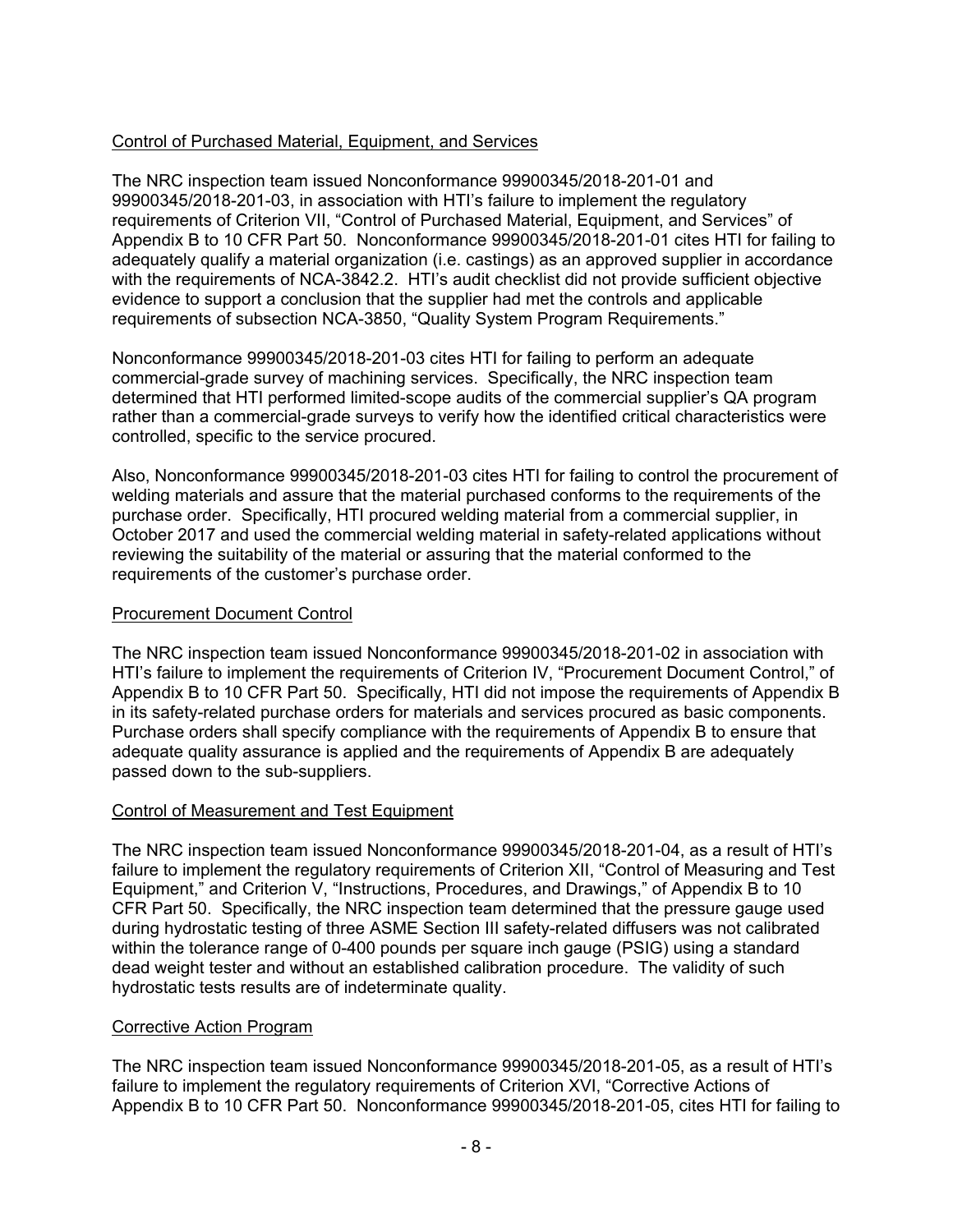Control of Purchased Material, Equipment, and Services

The NRC inspection team issued Nonconformance 99900345/2018-201-01 and 99900345/2018-201-03, in association with HTI's failure to implement the regulatory requirements of Criterion VII, "Control of Purchased Material, Equipment, and Services" of Appendix B to 10 CFR Part 50. Nonconformance 99900345/2018-201-01 cites HTI for failing to adequately qualify a material organization (i.e. castings) as an approved supplier in accordance with the requirements of NCA-3842.2. HTI's audit checklist did not provide sufficient objective evidence to support a conclusion that the supplier had met the controls and applicable requirements of subsection NCA-3850, "Quality System Program Requirements."

Nonconformance 99900345/2018-201-03 cites HTI for failing to perform an adequate commercial-grade survey of machining services. Specifically, the NRC inspection team determined that HTI performed limited-scope audits of the commercial supplier's QA program rather than a commercial-grade surveys to verify how the identified critical characteristics were controlled, specific to the service procured.

Also, Nonconformance 99900345/2018-201-03 cites HTI for failing to control the procurement of welding materials and assure that the material purchased conforms to the requirements of the purchase order. Specifically, HTI procured welding material from a commercial supplier, in October 2017 and used the commercial welding material in safety-related applications without reviewing the suitability of the material or assuring that the material conformed to the requirements of the customer's purchase order.

Procurement Document Control

The NRC inspection team issued Nonconformance 99900345/2018-201-02 in association with HTI's failure to implement the requirements of Criterion IV, "Procurement Document Control," of Appendix B to 10 CFR Part 50. Specifically, HTI did not impose the requirements of Appendix B in its safety-related purchase orders for materials and services procured as basic components. Purchase orders shall specify compliance with the requirements of Appendix B to ensure that adequate quality assurance is applied and the requirements of Appendix B are adequately passed down to the sub-suppliers.

Control of Measurement and Test Equipment

The NRC inspection team issued Nonconformance 99900345/2018-201-04, as a result of HTI's failure to implement the regulatory requirements of Criterion XII, "Control of Measuring and Test Equipment," and Criterion V, "Instructions, Procedures, and Drawings," of Appendix B to 10 CFR Part 50. Specifically, the NRC inspection team determined that the pressure gauge used during hydrostatic testing of three ASME Section III safety-related diffusers was not calibrated within the tolerance range of 0-400 pounds per square inch gauge (PSIG) using a standard dead weight tester and without an established calibration procedure. The validity of such hydrostatic tests results are of indeterminate quality.

Corrective Action Program

The NRC inspection team issued Nonconformance 99900345/2018-201-05, as a result of HTI's failure to implement the regulatory requirements of Criterion XVI, "Corrective Actions of Appendix B to 10 CFR Part 50. Nonconformance 99900345/2018-201-05, cites HTI for failing to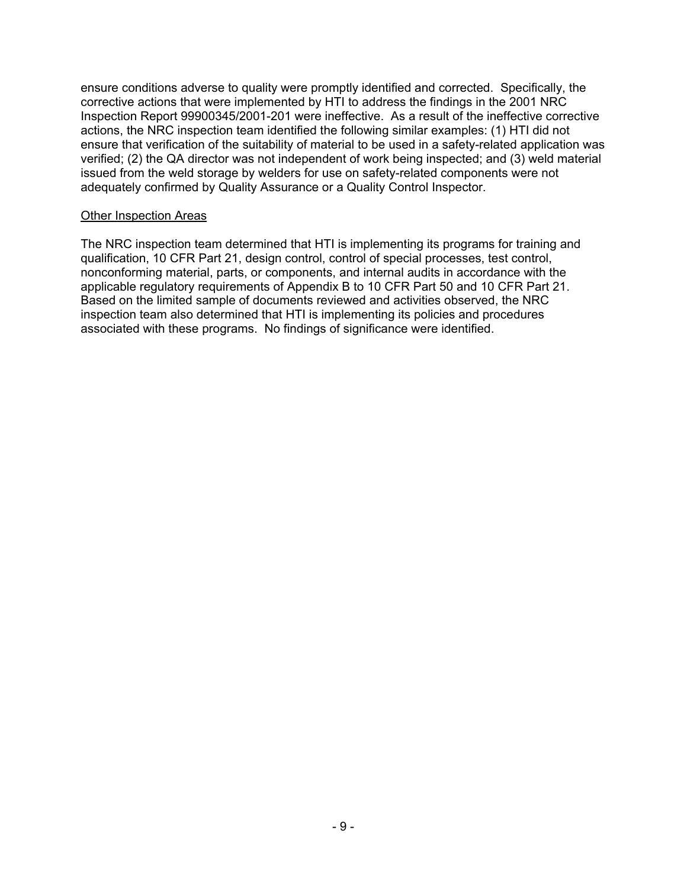ensure conditions adverse to quality were promptly identified and corrected. Specifically, the corrective actions that were implemented by HTI to address the findings in the 2001 NRC Inspection Report 99900345/2001-201 were ineffective. As a result of the ineffective corrective actions, the NRC inspection team identified the following similar examples: (1) HTI did not ensure that verification of the suitability of material to be used in a safety-related application was verified; (2) the QA director was not independent of work being inspected; and (3) weld material issued from the weld storage by welders for use on safety-related components were not adequately confirmed by Quality Assurance or a Quality Control Inspector.

Other Inspection Areas

The NRC inspection team determined that HTI is implementing its programs for training and qualification, 10 CFR Part 21, design control, control of special processes, test control, nonconforming material, parts, or components, and internal audits in accordance with the applicable regulatory requirements of Appendix B to 10 CFR Part 50 and 10 CFR Part 21. Based on the limited sample of documents reviewed and activities observed, the NRC inspection team also determined that HTI is implementing its policies and procedures associated with these programs. No findings of significance were identified.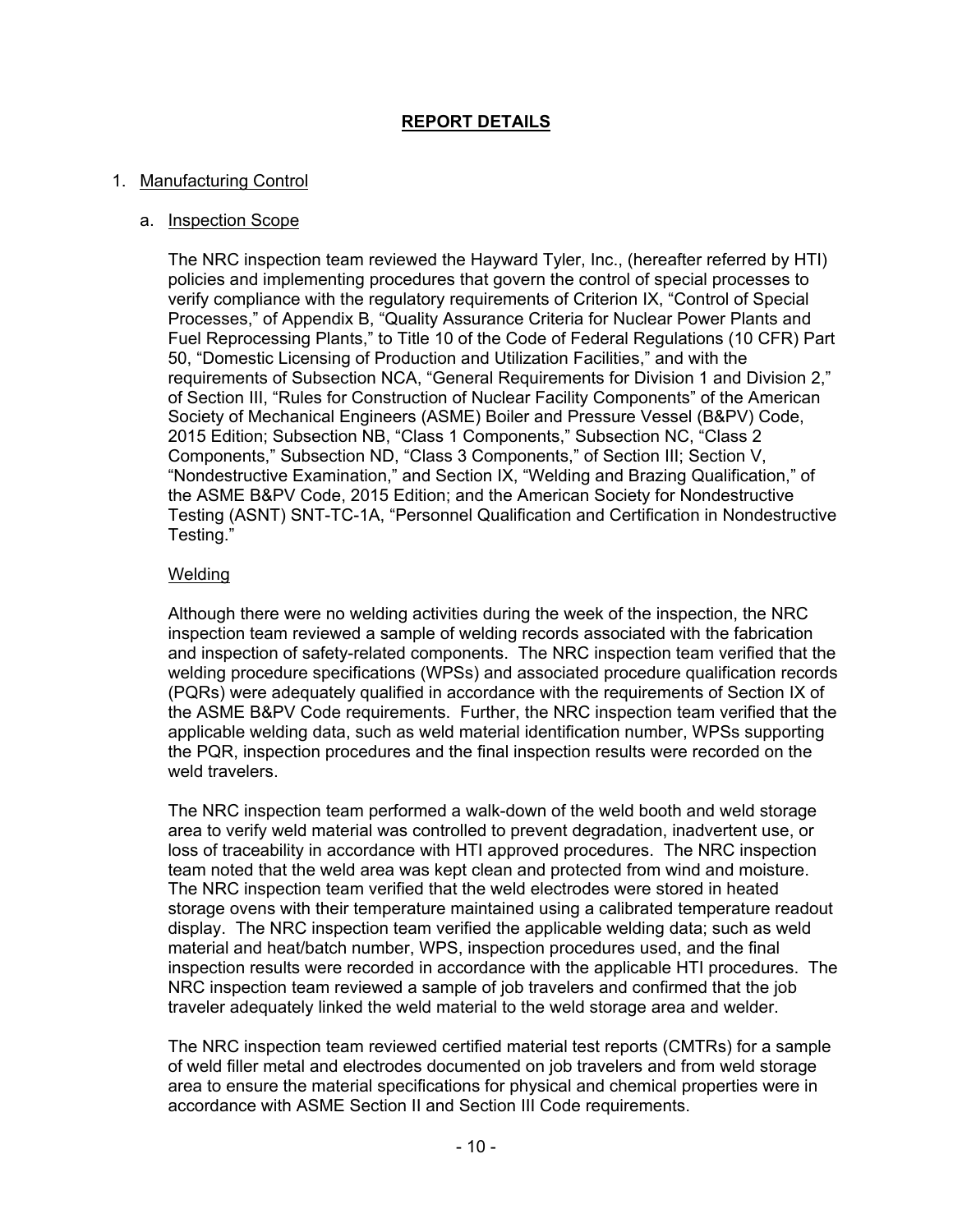## REPORT DETAILS

1. Manufacturing Control

   a. Inspection Scope

   The NRC inspection team reviewed the Hayward Tyler, Inc., (hereafter referred by HTI) policies and implementing procedures that govern the control of special processes to verify compliance with the regulatory requirements of Criterion IX, "Control of Special Processes," of Appendix B, "Quality Assurance Criteria for Nuclear Power Plants and Fuel Reprocessing Plants," to Title 10 of the Code of Federal Regulations (10 CFR) Part 50, "Domestic Licensing of Production and Utilization Facilities," and with the requirements of Subsection NCA, "General Requirements for Division 1 and Division 2," of Section III, "Rules for Construction of Nuclear Facility Components" of the American Society of Mechanical Engineers (ASME) Boiler and Pressure Vessel (B&PV) Code, 2015 Edition; Subsection NB, "Class 1 Components," Subsection NC, "Class 2 Components," Subsection ND, "Class 3 Components," of Section III; Section V, "Nondestructive Examination," and Section IX, "Welding and Brazing Qualification," of the ASME B&PV Code, 2015 Edition; and the American Society for Nondestructive Testing (ASNT) SNT-TC-1A, "Personnel Qualification and Certification in Nondestructive Testing."

   Welding

   Although there were no welding activities during the week of the inspection, the NRC inspection team reviewed a sample of welding records associated with the fabrication and inspection of safety-related components. The NRC inspection team verified that the welding procedure specifications (WPSs) and associated procedure qualification records (PQRs) were adequately qualified in accordance with the requirements of Section IX of the ASME B&PV Code requirements. Further, the NRC inspection team verified that the applicable welding data, such as weld material identification number, WPSs supporting the PQR, inspection procedures and the final inspection results were recorded on the weld travelers.

   The NRC inspection team performed a walk-down of the weld booth and weld storage area to verify weld material was controlled to prevent degradation, inadvertent use, or loss of traceability in accordance with HTI approved procedures. The NRC inspection team noted that the weld area was kept clean and protected from wind and moisture. The NRC inspection team verified that the weld electrodes were stored in heated storage ovens with their temperature maintained using a calibrated temperature readout display. The NRC inspection team verified the applicable welding data; such as weld material and heat/batch number, WPS, inspection procedures used, and the final inspection results were recorded in accordance with the applicable HTI procedures. The NRC inspection team reviewed a sample of job travelers and confirmed that the job traveler adequately linked the weld material to the weld storage area and welder.

   The NRC inspection team reviewed certified material test reports (CMTRs) for a sample of weld filler metal and electrodes documented on job travelers and from weld storage area to ensure the material specifications for physical and chemical properties were in accordance with ASME Section II and Section III Code requirements.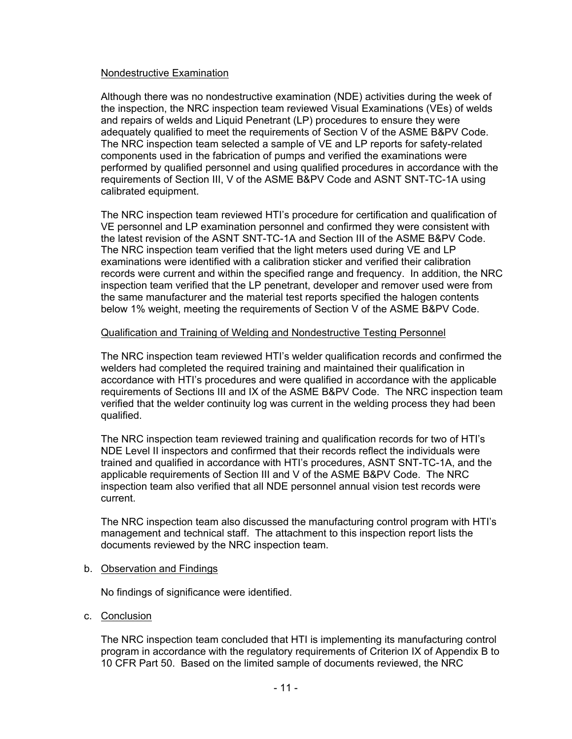Nondestructive Examination

Although there was no nondestructive examination (NDE) activities during the week of the inspection, the NRC inspection team reviewed Visual Examinations (VEs) of welds and repairs of welds and Liquid Penetrant (LP) procedures to ensure they were adequately qualified to meet the requirements of Section V of the ASME B&PV Code. The NRC inspection team selected a sample of VE and LP reports for safety-related components used in the fabrication of pumps and verified the examinations were performed by qualified personnel and using qualified procedures in accordance with the requirements of Section III, V of the ASME B&PV Code and ASNT SNT-TC-1A using calibrated equipment.

The NRC inspection team reviewed HTI's procedure for certification and qualification of VE personnel and LP examination personnel and confirmed they were consistent with the latest revision of the ASNT SNT-TC-1A and Section III of the ASME B&PV Code. The NRC inspection team verified that the light meters used during VE and LP examinations were identified with a calibration sticker and verified their calibration records were current and within the specified range and frequency. In addition, the NRC inspection team verified that the LP penetrant, developer and remover used were from the same manufacturer and the material test reports specified the halogen contents below 1% weight, meeting the requirements of Section V of the ASME B&PV Code.

Qualification and Training of Welding and Nondestructive Testing Personnel

The NRC inspection team reviewed HTI's welder qualification records and confirmed the welders had completed the required training and maintained their qualification in accordance with HTI's procedures and were qualified in accordance with the applicable requirements of Sections III and IX of the ASME B&PV Code. The NRC inspection team verified that the welder continuity log was current in the welding process they had been qualified.

The NRC inspection team reviewed training and qualification records for two of HTI's NDE Level II inspectors and confirmed that their records reflect the individuals were trained and qualified in accordance with HTI's procedures, ASNT SNT-TC-1A, and the applicable requirements of Section III and V of the ASME B&PV Code. The NRC inspection team also verified that all NDE personnel annual vision test records were current.

The NRC inspection team also discussed the manufacturing control program with HTI's management and technical staff. The attachment to this inspection report lists the documents reviewed by the NRC inspection team.

b. Observation and Findings

No findings of significance were identified.

c. Conclusion

The NRC inspection team concluded that HTI is implementing its manufacturing control program in accordance with the regulatory requirements of Criterion IX of Appendix B to 10 CFR Part 50. Based on the limited sample of documents reviewed, the NRC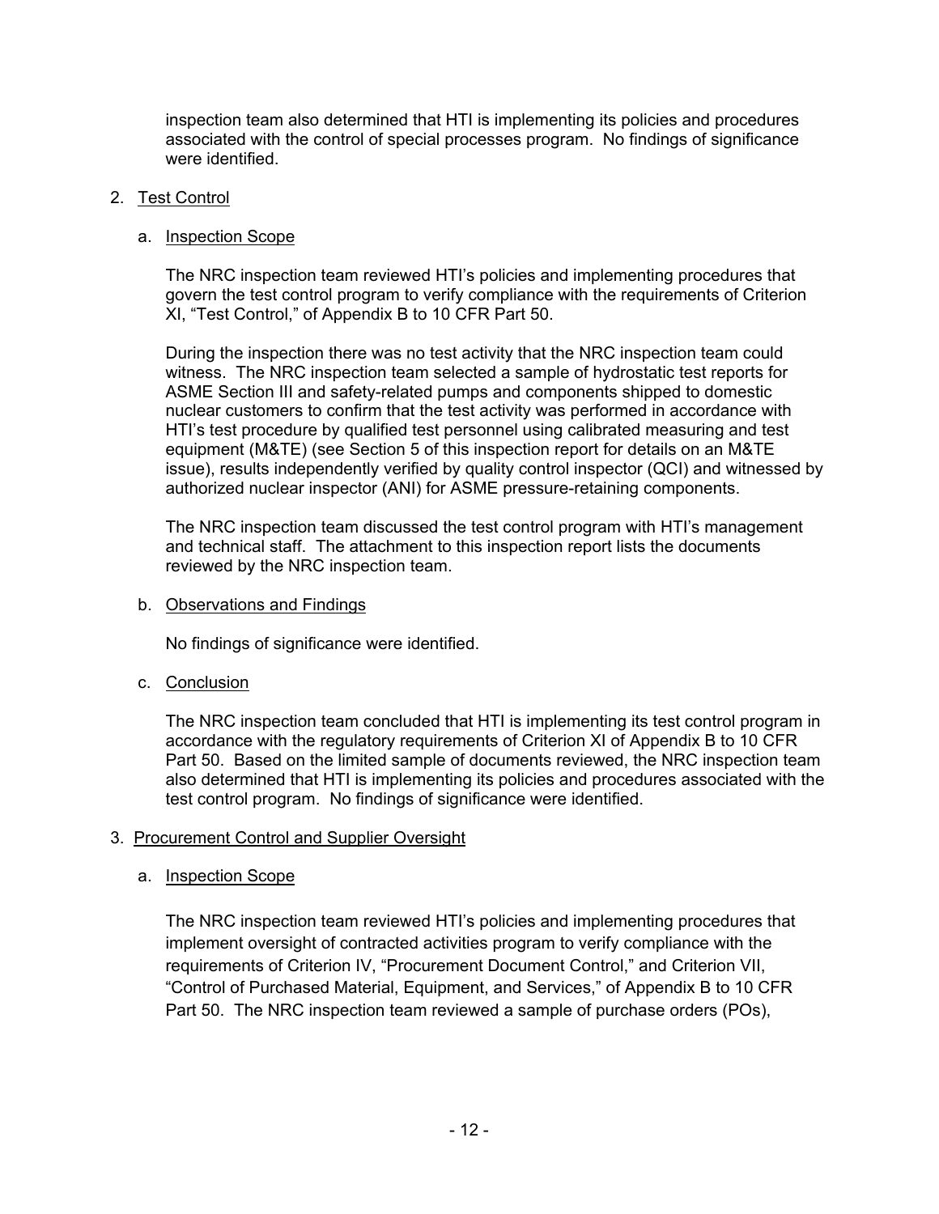inspection team also determined that HTI is implementing its policies and procedures associated with the control of special processes program. No findings of significance were identified.

2. Test Control

   a. Inspection Scope

   The NRC inspection team reviewed HTI's policies and implementing procedures that govern the test control program to verify compliance with the requirements of Criterion XI, "Test Control," of Appendix B to 10 CFR Part 50.

   During the inspection there was no test activity that the NRC inspection team could witness. The NRC inspection team selected a sample of hydrostatic test reports for ASME Section III and safety-related pumps and components shipped to domestic nuclear customers to confirm that the test activity was performed in accordance with HTI's test procedure by qualified test personnel using calibrated measuring and test equipment (M&TE) (see Section 5 of this inspection report for details on an M&TE issue), results independently verified by quality control inspector (QCI) and witnessed by authorized nuclear inspector (ANI) for ASME pressure-retaining components.

   The NRC inspection team discussed the test control program with HTI's management and technical staff. The attachment to this inspection report lists the documents reviewed by the NRC inspection team.

   b. Observations and Findings

   No findings of significance were identified.

   c. Conclusion

   The NRC inspection team concluded that HTI is implementing its test control program in accordance with the regulatory requirements of Criterion XI of Appendix B to 10 CFR Part 50. Based on the limited sample of documents reviewed, the NRC inspection team also determined that HTI is implementing its policies and procedures associated with the test control program. No findings of significance were identified.

3. Procurement Control and Supplier Oversight

   a. Inspection Scope

   The NRC inspection team reviewed HTI's policies and implementing procedures that implement oversight of contracted activities program to verify compliance with the requirements of Criterion IV, "Procurement Document Control," and Criterion VII, "Control of Purchased Material, Equipment, and Services," of Appendix B to 10 CFR Part 50. The NRC inspection team reviewed a sample of purchase orders (POs),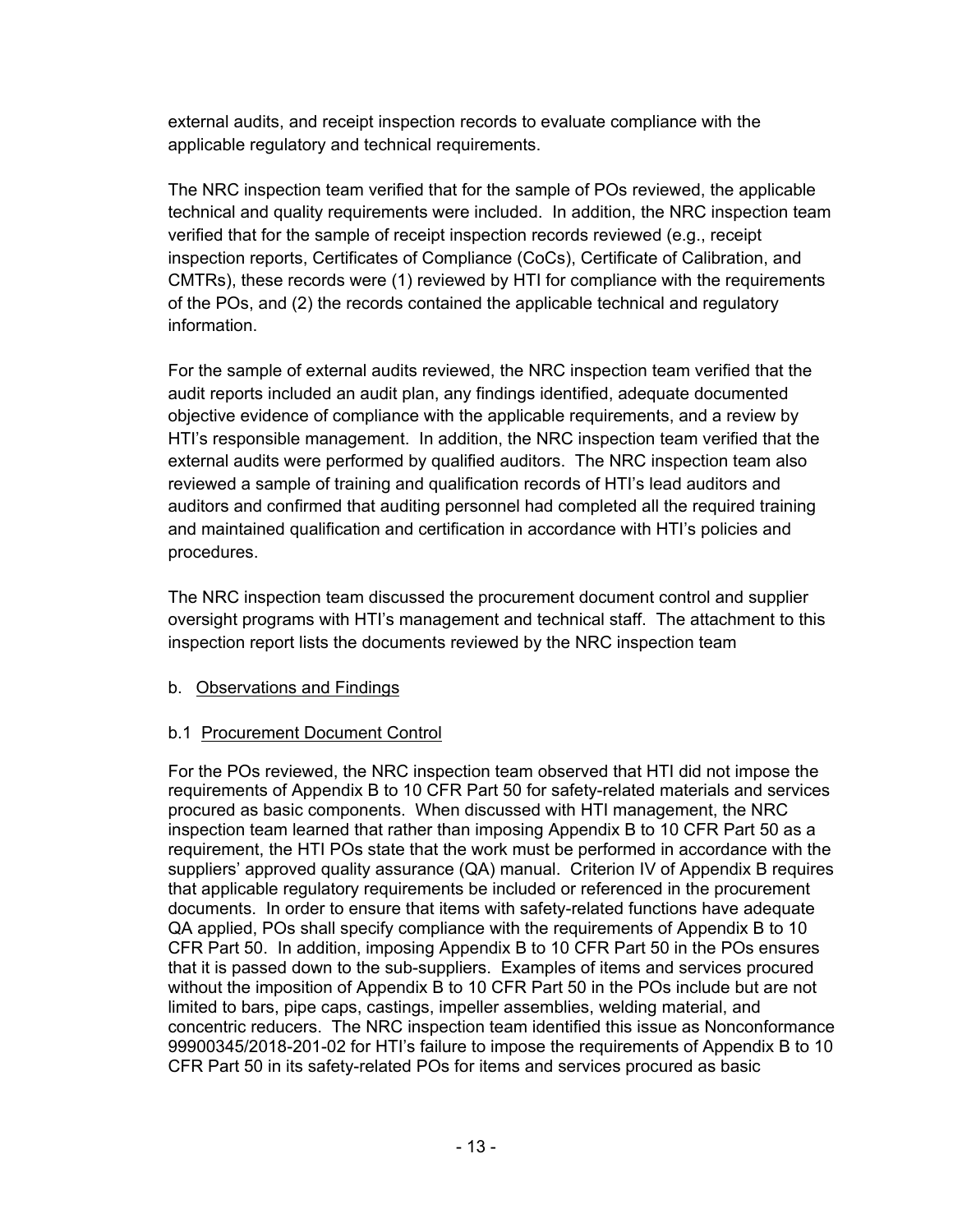external audits, and receipt inspection records to evaluate compliance with the applicable regulatory and technical requirements.

The NRC inspection team verified that for the sample of POs reviewed, the applicable technical and quality requirements were included. In addition, the NRC inspection team verified that for the sample of receipt inspection records reviewed (e.g., receipt inspection reports, Certificates of Compliance (CoCs), Certificate of Calibration, and CMTRs), these records were (1) reviewed by HTI for compliance with the requirements of the POs, and (2) the records contained the applicable technical and regulatory information.

For the sample of external audits reviewed, the NRC inspection team verified that the audit reports included an audit plan, any findings identified, adequate documented objective evidence of compliance with the applicable requirements, and a review by HTI's responsible management. In addition, the NRC inspection team verified that the external audits were performed by qualified auditors. The NRC inspection team also reviewed a sample of training and qualification records of HTI's lead auditors and auditors and confirmed that auditing personnel had completed all the required training and maintained qualification and certification in accordance with HTI's policies and procedures.

The NRC inspection team discussed the procurement document control and supplier oversight programs with HTI's management and technical staff. The attachment to this inspection report lists the documents reviewed by the NRC inspection team

b. Observations and Findings

b.1 Procurement Document Control

For the POs reviewed, the NRC inspection team observed that HTI did not impose the requirements of Appendix B to 10 CFR Part 50 for safety-related materials and services procured as basic components. When discussed with HTI management, the NRC inspection team learned that rather than imposing Appendix B to 10 CFR Part 50 as a requirement, the HTI POs state that the work must be performed in accordance with the suppliers' approved quality assurance (QA) manual. Criterion IV of Appendix B requires that applicable regulatory requirements be included or referenced in the procurement documents. In order to ensure that items with safety-related functions have adequate QA applied, POs shall specify compliance with the requirements of Appendix B to 10 CFR Part 50. In addition, imposing Appendix B to 10 CFR Part 50 in the POs ensures that it is passed down to the sub-suppliers. Examples of items and services procured without the imposition of Appendix B to 10 CFR Part 50 in the POs include but are not limited to bars, pipe caps, castings, impeller assemblies, welding material, and concentric reducers. The NRC inspection team identified this issue as Nonconformance 99900345/2018-201-02 for HTI's failure to impose the requirements of Appendix B to 10 CFR Part 50 in its safety-related POs for items and services procured as basic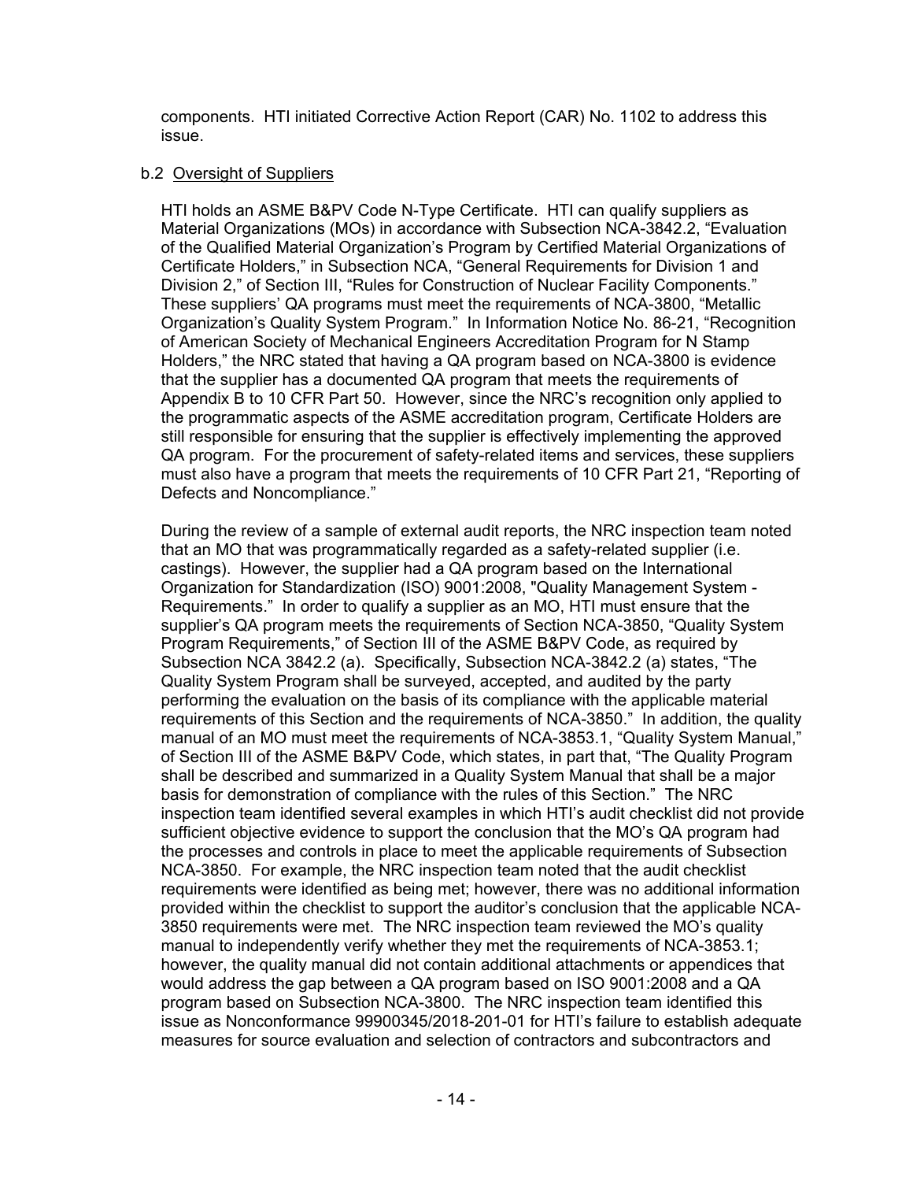components. HTI initiated Corrective Action Report (CAR) No. 1102 to address this issue.

b.2 Oversight of Suppliers

HTI holds an ASME B&PV Code N-Type Certificate. HTI can qualify suppliers as Material Organizations (MOs) in accordance with Subsection NCA-3842.2, "Evaluation of the Qualified Material Organization's Program by Certified Material Organizations of Certificate Holders," in Subsection NCA, "General Requirements for Division 1 and Division 2," of Section III, "Rules for Construction of Nuclear Facility Components." These suppliers' QA programs must meet the requirements of NCA-3800, "Metallic Organization's Quality System Program." In Information Notice No. 86-21, "Recognition of American Society of Mechanical Engineers Accreditation Program for N Stamp Holders," the NRC stated that having a QA program based on NCA-3800 is evidence that the supplier has a documented QA program that meets the requirements of Appendix B to 10 CFR Part 50. However, since the NRC's recognition only applied to the programmatic aspects of the ASME accreditation program, Certificate Holders are still responsible for ensuring that the supplier is effectively implementing the approved QA program. For the procurement of safety-related items and services, these suppliers must also have a program that meets the requirements of 10 CFR Part 21, "Reporting of Defects and Noncompliance."

During the review of a sample of external audit reports, the NRC inspection team noted that an MO that was programmatically regarded as a safety-related supplier (i.e. castings). However, the supplier had a QA program based on the International Organization for Standardization (ISO) 9001:2008, "Quality Management System - Requirements." In order to qualify a supplier as an MO, HTI must ensure that the supplier's QA program meets the requirements of Section NCA-3850, "Quality System Program Requirements," of Section III of the ASME B&PV Code, as required by Subsection NCA 3842.2 (a). Specifically, Subsection NCA-3842.2 (a) states, "The Quality System Program shall be surveyed, accepted, and audited by the party performing the evaluation on the basis of its compliance with the applicable material requirements of this Section and the requirements of NCA-3850." In addition, the quality manual of an MO must meet the requirements of NCA-3853.1, "Quality System Manual," of Section III of the ASME B&PV Code, which states, in part that, "The Quality Program shall be described and summarized in a Quality System Manual that shall be a major basis for demonstration of compliance with the rules of this Section." The NRC inspection team identified several examples in which HTI's audit checklist did not provide sufficient objective evidence to support the conclusion that the MO's QA program had the processes and controls in place to meet the applicable requirements of Subsection NCA-3850. For example, the NRC inspection team noted that the audit checklist requirements were identified as being met; however, there was no additional information provided within the checklist to support the auditor's conclusion that the applicable NCA-3850 requirements were met. The NRC inspection team reviewed the MO's quality manual to independently verify whether they met the requirements of NCA-3853.1; however, the quality manual did not contain additional attachments or appendices that would address the gap between a QA program based on ISO 9001:2008 and a QA program based on Subsection NCA-3800. The NRC inspection team identified this issue as Nonconformance 99900345/2018-201-01 for HTI's failure to establish adequate measures for source evaluation and selection of contractors and subcontractors and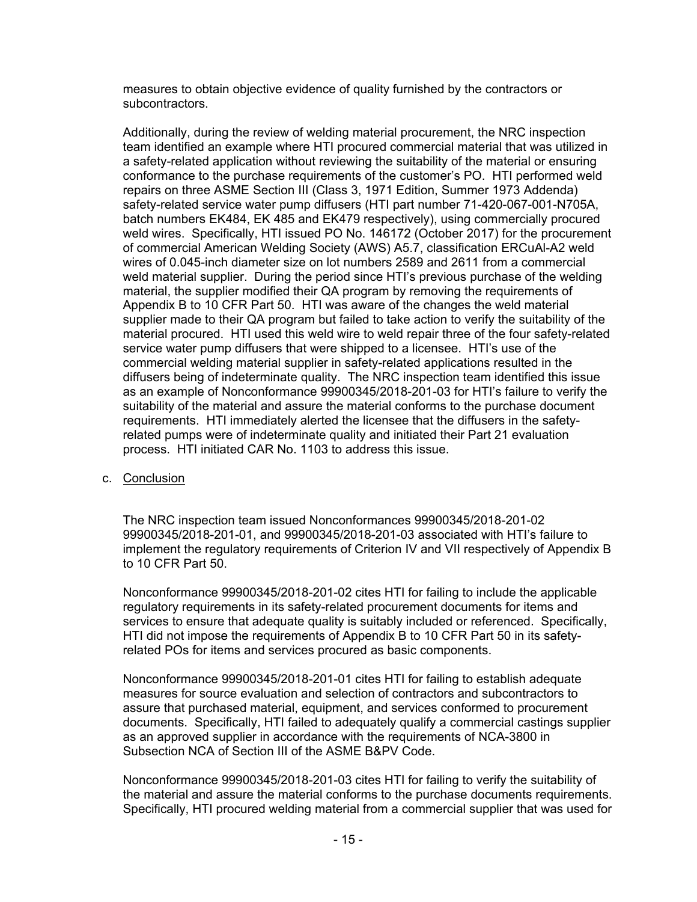measures to obtain objective evidence of quality furnished by the contractors or subcontractors.

Additionally, during the review of welding material procurement, the NRC inspection team identified an example where HTI procured commercial material that was utilized in a safety-related application without reviewing the suitability of the material or ensuring conformance to the purchase requirements of the customer's PO. HTI performed weld repairs on three ASME Section III (Class 3, 1971 Edition, Summer 1973 Addenda) safety-related service water pump diffusers (HTI part number 71-420-067-001-N705A, batch numbers EK484, EK 485 and EK479 respectively), using commercially procured weld wires. Specifically, HTI issued PO No. 146172 (October 2017) for the procurement of commercial American Welding Society (AWS) A5.7, classification ERCuAl-A2 weld wires of 0.045-inch diameter size on lot numbers 2589 and 2611 from a commercial weld material supplier. During the period since HTI's previous purchase of the welding material, the supplier modified their QA program by removing the requirements of Appendix B to 10 CFR Part 50. HTI was aware of the changes the weld material supplier made to their QA program but failed to take action to verify the suitability of the material procured. HTI used this weld wire to weld repair three of the four safety-related service water pump diffusers that were shipped to a licensee. HTI's use of the commercial welding material supplier in safety-related applications resulted in the diffusers being of indeterminate quality. The NRC inspection team identified this issue as an example of Nonconformance 99900345/2018-201-03 for HTI's failure to verify the suitability of the material and assure the material conforms to the purchase document requirements. HTI immediately alerted the licensee that the diffusers in the safety-related pumps were of indeterminate quality and initiated their Part 21 evaluation process. HTI initiated CAR No. 1103 to address this issue.

c. Conclusion

The NRC inspection team issued Nonconformances 99900345/2018-201-02 99900345/2018-201-01, and 99900345/2018-201-03 associated with HTI's failure to implement the regulatory requirements of Criterion IV and VII respectively of Appendix B to 10 CFR Part 50.

Nonconformance 99900345/2018-201-02 cites HTI for failing to include the applicable regulatory requirements in its safety-related procurement documents for items and services to ensure that adequate quality is suitably included or referenced. Specifically, HTI did not impose the requirements of Appendix B to 10 CFR Part 50 in its safety-related POs for items and services procured as basic components.

Nonconformance 99900345/2018-201-01 cites HTI for failing to establish adequate measures for source evaluation and selection of contractors and subcontractors to assure that purchased material, equipment, and services conformed to procurement documents. Specifically, HTI failed to adequately qualify a commercial castings supplier as an approved supplier in accordance with the requirements of NCA-3800 in Subsection NCA of Section III of the ASME B&PV Code.

Nonconformance 99900345/2018-201-03 cites HTI for failing to verify the suitability of the material and assure the material conforms to the purchase documents requirements. Specifically, HTI procured welding material from a commercial supplier that was used for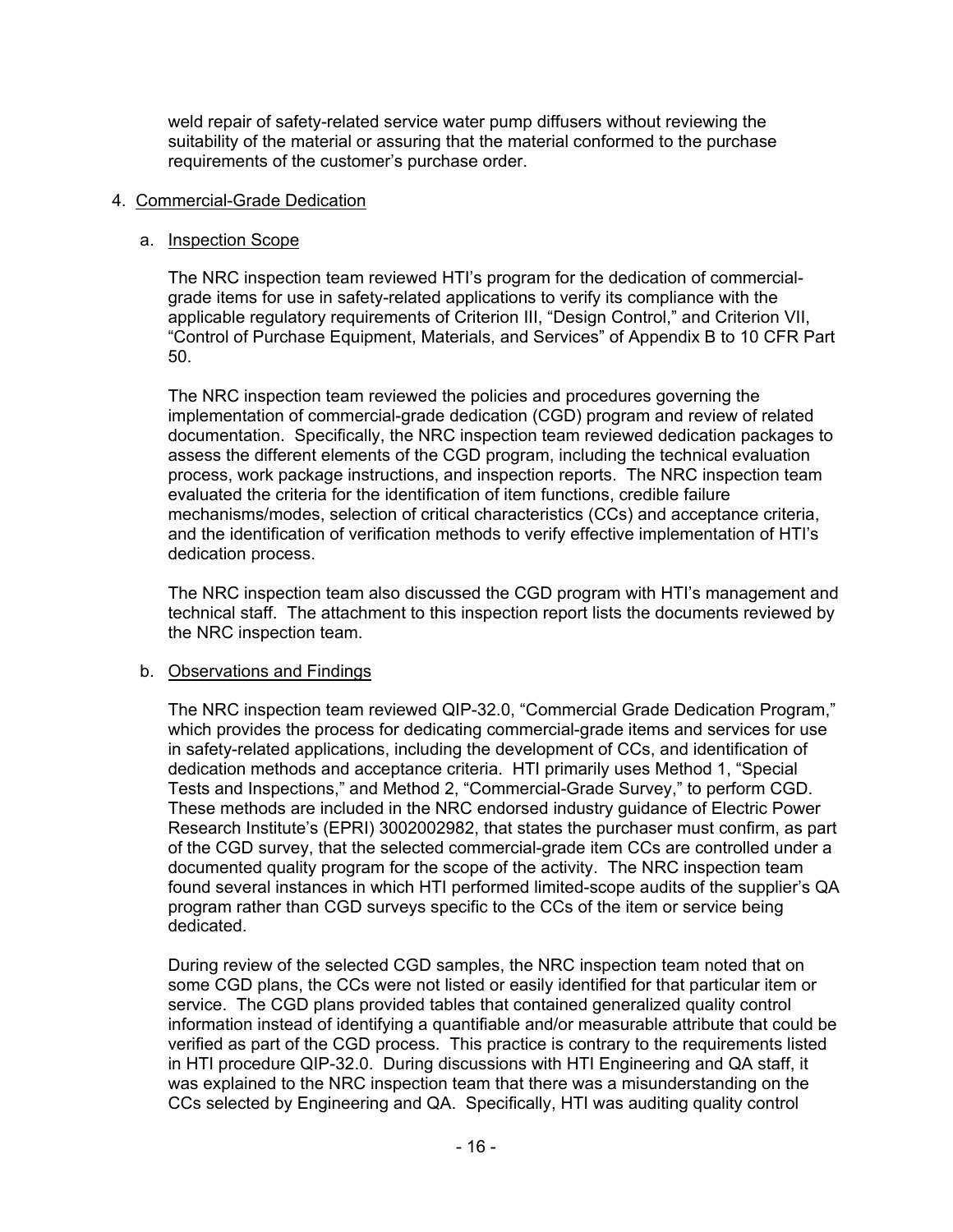weld repair of safety-related service water pump diffusers without reviewing the suitability of the material or assuring that the material conformed to the purchase requirements of the customer's purchase order.

4. Commercial-Grade Dedication

   a. Inspection Scope

   The NRC inspection team reviewed HTI's program for the dedication of commercial-grade items for use in safety-related applications to verify its compliance with the applicable regulatory requirements of Criterion III, "Design Control," and Criterion VII, "Control of Purchase Equipment, Materials, and Services" of Appendix B to 10 CFR Part 50.

   The NRC inspection team reviewed the policies and procedures governing the implementation of commercial-grade dedication (CGD) program and review of related documentation. Specifically, the NRC inspection team reviewed dedication packages to assess the different elements of the CGD program, including the technical evaluation process, work package instructions, and inspection reports. The NRC inspection team evaluated the criteria for the identification of item functions, credible failure mechanisms/modes, selection of critical characteristics (CCs) and acceptance criteria, and the identification of verification methods to verify effective implementation of HTI's dedication process.

   The NRC inspection team also discussed the CGD program with HTI's management and technical staff. The attachment to this inspection report lists the documents reviewed by the NRC inspection team.

   b. Observations and Findings

   The NRC inspection team reviewed QIP-32.0, "Commercial Grade Dedication Program," which provides the process for dedicating commercial-grade items and services for use in safety-related applications, including the development of CCs, and identification of dedication methods and acceptance criteria. HTI primarily uses Method 1, "Special Tests and Inspections," and Method 2, "Commercial-Grade Survey," to perform CGD. These methods are included in the NRC endorsed industry guidance of Electric Power Research Institute's (EPRI) 3002002982, that states the purchaser must confirm, as part of the CGD survey, that the selected commercial-grade item CCs are controlled under a documented quality program for the scope of the activity. The NRC inspection team found several instances in which HTI performed limited-scope audits of the supplier's QA program rather than CGD surveys specific to the CCs of the item or service being dedicated.

   During review of the selected CGD samples, the NRC inspection team noted that on some CGD plans, the CCs were not listed or easily identified for that particular item or service. The CGD plans provided tables that contained generalized quality control information instead of identifying a quantifiable and/or measurable attribute that could be verified as part of the CGD process. This practice is contrary to the requirements listed in HTI procedure QIP-32.0. During discussions with HTI Engineering and QA staff, it was explained to the NRC inspection team that there was a misunderstanding on the CCs selected by Engineering and QA. Specifically, HTI was auditing quality control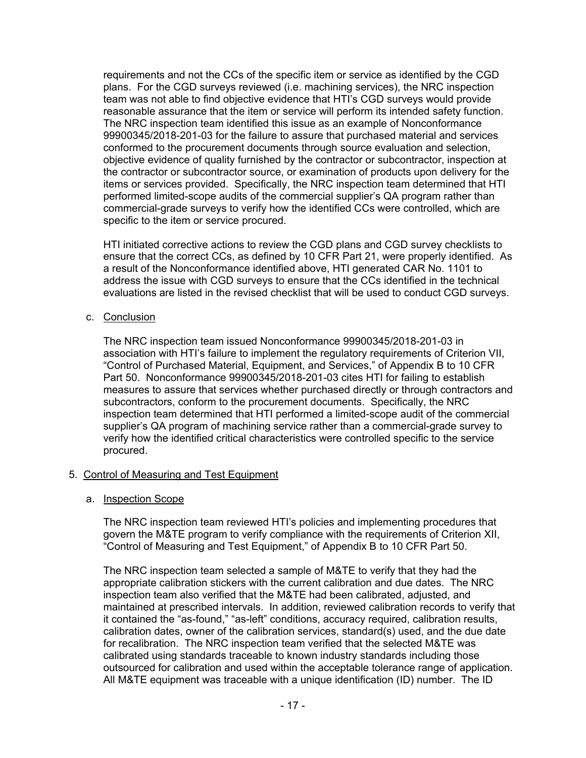requirements and not the CCs of the specific item or service as identified by the CGD plans. For the CGD surveys reviewed (i.e. machining services), the NRC inspection team was not able to find objective evidence that HTI's CGD surveys would provide reasonable assurance that the item or service will perform its intended safety function. The NRC inspection team identified this issue as an example of Nonconformance 99900345/2018-201-03 for the failure to assure that purchased material and services conformed to the procurement documents through source evaluation and selection, objective evidence of quality furnished by the contractor or subcontractor, inspection at the contractor or subcontractor source, or examination of products upon delivery for the items or services provided. Specifically, the NRC inspection team determined that HTI performed limited-scope audits of the commercial supplier's QA program rather than commercial-grade surveys to verify how the identified CCs were controlled, which are specific to the item or service procured.

HTI initiated corrective actions to review the CGD plans and CGD survey checklists to ensure that the correct CCs, as defined by 10 CFR Part 21, were properly identified. As a result of the Nonconformance identified above, HTI generated CAR No. 1101 to address the issue with CGD surveys to ensure that the CCs identified in the technical evaluations are listed in the revised checklist that will be used to conduct CGD surveys.

c. Conclusion

The NRC inspection team issued Nonconformance 99900345/2018-201-03 in association with HTI's failure to implement the regulatory requirements of Criterion VII, "Control of Purchased Material, Equipment, and Services," of Appendix B to 10 CFR Part 50. Nonconformance 99900345/2018-201-03 cites HTI for failing to establish measures to assure that services whether purchased directly or through contractors and subcontractors, conform to the procurement documents. Specifically, the NRC inspection team determined that HTI performed a limited-scope audit of the commercial supplier's QA program of machining service rather than a commercial-grade survey to verify how the identified critical characteristics were controlled specific to the service procured.

5. Control of Measuring and Test Equipment

a. Inspection Scope

The NRC inspection team reviewed HTI's policies and implementing procedures that govern the M&TE program to verify compliance with the requirements of Criterion XII, "Control of Measuring and Test Equipment," of Appendix B to 10 CFR Part 50.

The NRC inspection team selected a sample of M&TE to verify that they had the appropriate calibration stickers with the current calibration and due dates. The NRC inspection team also verified that the M&TE had been calibrated, adjusted, and maintained at prescribed intervals. In addition, reviewed calibration records to verify that it contained the "as-found," "as-left" conditions, accuracy required, calibration results, calibration dates, owner of the calibration services, standard(s) used, and the due date for recalibration. The NRC inspection team verified that the selected M&TE was calibrated using standards traceable to known industry standards including those outsourced for calibration and used within the acceptable tolerance range of application. All M&TE equipment was traceable with a unique identification (ID) number. The ID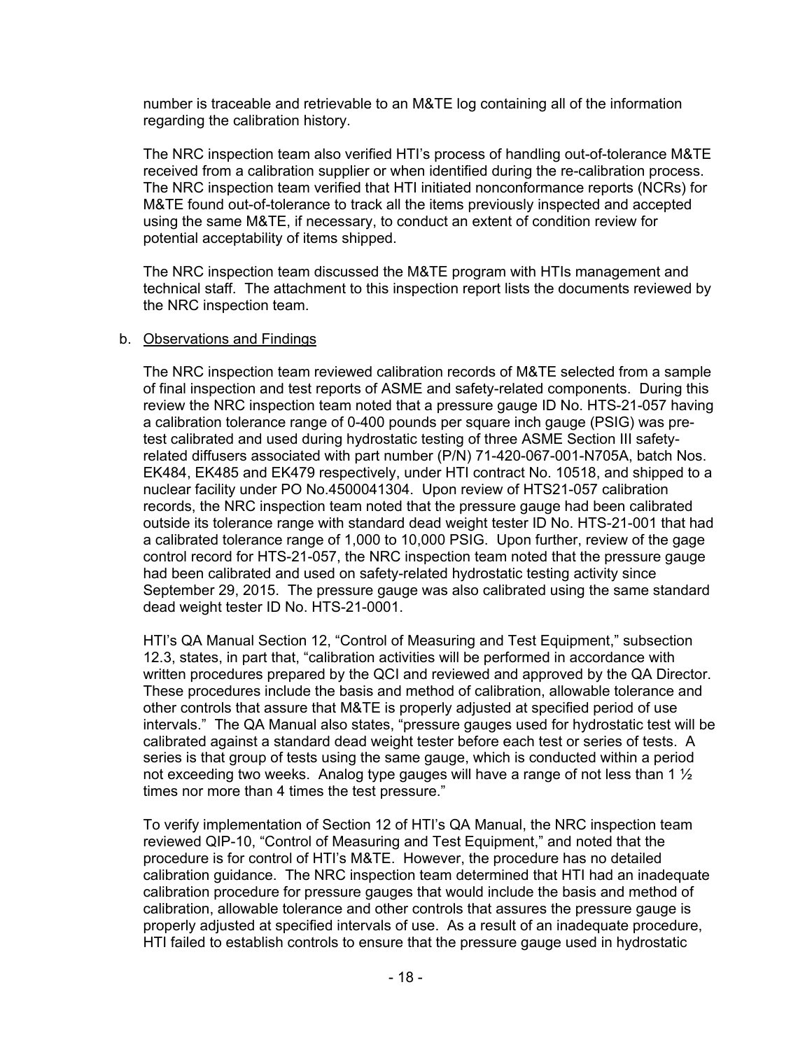number is traceable and retrievable to an M&TE log containing all of the information regarding the calibration history.

The NRC inspection team also verified HTI's process of handling out-of-tolerance M&TE received from a calibration supplier or when identified during the re-calibration process. The NRC inspection team verified that HTI initiated nonconformance reports (NCRs) for M&TE found out-of-tolerance to track all the items previously inspected and accepted using the same M&TE, if necessary, to conduct an extent of condition review for potential acceptability of items shipped.

The NRC inspection team discussed the M&TE program with HTIs management and technical staff. The attachment to this inspection report lists the documents reviewed by the NRC inspection team.

b. Observations and Findings

The NRC inspection team reviewed calibration records of M&TE selected from a sample of final inspection and test reports of ASME and safety-related components. During this review the NRC inspection team noted that a pressure gauge ID No. HTS-21-057 having a calibration tolerance range of 0-400 pounds per square inch gauge (PSIG) was pre-test calibrated and used during hydrostatic testing of three ASME Section III safety-related diffusers associated with part number (P/N) 71-420-067-001-N705A, batch Nos. EK484, EK485 and EK479 respectively, under HTI contract No. 10518, and shipped to a nuclear facility under PO No.4500041304. Upon review of HTS21-057 calibration records, the NRC inspection team noted that the pressure gauge had been calibrated outside its tolerance range with standard dead weight tester ID No. HTS-21-001 that had a calibrated tolerance range of 1,000 to 10,000 PSIG. Upon further, review of the gage control record for HTS-21-057, the NRC inspection team noted that the pressure gauge had been calibrated and used on safety-related hydrostatic testing activity since September 29, 2015. The pressure gauge was also calibrated using the same standard dead weight tester ID No. HTS-21-0001.

HTI's QA Manual Section 12, "Control of Measuring and Test Equipment," subsection 12.3, states, in part that, "calibration activities will be performed in accordance with written procedures prepared by the QCI and reviewed and approved by the QA Director. These procedures include the basis and method of calibration, allowable tolerance and other controls that assure that M&TE is properly adjusted at specified period of use intervals." The QA Manual also states, "pressure gauges used for hydrostatic test will be calibrated against a standard dead weight tester before each test or series of tests. A series is that group of tests using the same gauge, which is conducted within a period not exceeding two weeks. Analog type gauges will have a range of not less than 1 ½ times nor more than 4 times the test pressure."

To verify implementation of Section 12 of HTI's QA Manual, the NRC inspection team reviewed QIP-10, "Control of Measuring and Test Equipment," and noted that the procedure is for control of HTI's M&TE. However, the procedure has no detailed calibration guidance. The NRC inspection team determined that HTI had an inadequate calibration procedure for pressure gauges that would include the basis and method of calibration, allowable tolerance and other controls that assures the pressure gauge is properly adjusted at specified intervals of use. As a result of an inadequate procedure, HTI failed to establish controls to ensure that the pressure gauge used in hydrostatic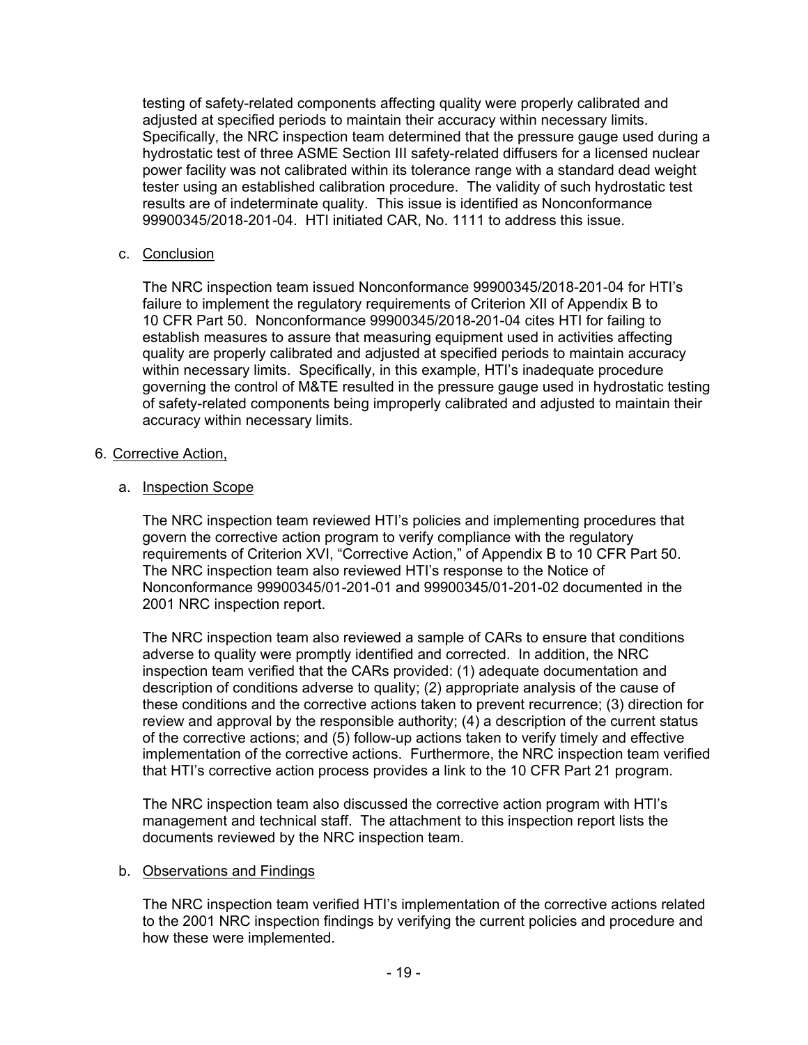testing of safety-related components affecting quality were properly calibrated and adjusted at specified periods to maintain their accuracy within necessary limits. Specifically, the NRC inspection team determined that the pressure gauge used during a hydrostatic test of three ASME Section III safety-related diffusers for a licensed nuclear power facility was not calibrated within its tolerance range with a standard dead weight tester using an established calibration procedure. The validity of such hydrostatic test results are of indeterminate quality. This issue is identified as Nonconformance 99900345/2018-201-04. HTI initiated CAR, No. 1111 to address this issue.

c. Conclusion

The NRC inspection team issued Nonconformance 99900345/2018-201-04 for HTI's failure to implement the regulatory requirements of Criterion XII of Appendix B to 10 CFR Part 50. Nonconformance 99900345/2018-201-04 cites HTI for failing to establish measures to assure that measuring equipment used in activities affecting quality are properly calibrated and adjusted at specified periods to maintain accuracy within necessary limits. Specifically, in this example, HTI's inadequate procedure governing the control of M&TE resulted in the pressure gauge used in hydrostatic testing of safety-related components being improperly calibrated and adjusted to maintain their accuracy within necessary limits.

6. Corrective Action,

a. Inspection Scope

The NRC inspection team reviewed HTI's policies and implementing procedures that govern the corrective action program to verify compliance with the regulatory requirements of Criterion XVI, "Corrective Action," of Appendix B to 10 CFR Part 50. The NRC inspection team also reviewed HTI's response to the Notice of Nonconformance 99900345/01-201-01 and 99900345/01-201-02 documented in the 2001 NRC inspection report.

The NRC inspection team also reviewed a sample of CARs to ensure that conditions adverse to quality were promptly identified and corrected. In addition, the NRC inspection team verified that the CARs provided: (1) adequate documentation and description of conditions adverse to quality; (2) appropriate analysis of the cause of these conditions and the corrective actions taken to prevent recurrence; (3) direction for review and approval by the responsible authority; (4) a description of the current status of the corrective actions; and (5) follow-up actions taken to verify timely and effective implementation of the corrective actions. Furthermore, the NRC inspection team verified that HTI's corrective action process provides a link to the 10 CFR Part 21 program.

The NRC inspection team also discussed the corrective action program with HTI's management and technical staff. The attachment to this inspection report lists the documents reviewed by the NRC inspection team.

b. Observations and Findings

The NRC inspection team verified HTI's implementation of the corrective actions related to the 2001 NRC inspection findings by verifying the current policies and procedure and how these were implemented.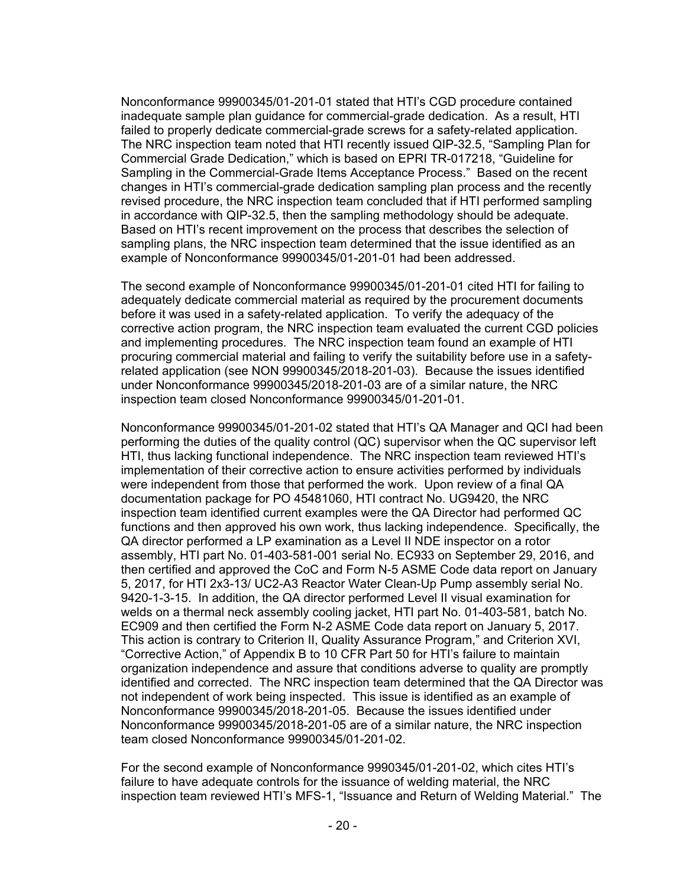Nonconformance 99900345/01-201-01 stated that HTI's CGD procedure contained inadequate sample plan guidance for commercial-grade dedication. As a result, HTI failed to properly dedicate commercial-grade screws for a safety-related application. The NRC inspection team noted that HTI recently issued QIP-32.5, "Sampling Plan for Commercial Grade Dedication," which is based on EPRI TR-017218, "Guideline for Sampling in the Commercial-Grade Items Acceptance Process." Based on the recent changes in HTI's commercial-grade dedication sampling plan process and the recently revised procedure, the NRC inspection team concluded that if HTI performed sampling in accordance with QIP-32.5, then the sampling methodology should be adequate. Based on HTI's recent improvement on the process that describes the selection of sampling plans, the NRC inspection team determined that the issue identified as an example of Nonconformance 99900345/01-201-01 had been addressed.

The second example of Nonconformance 99900345/01-201-01 cited HTI for failing to adequately dedicate commercial material as required by the procurement documents before it was used in a safety-related application. To verify the adequacy of the corrective action program, the NRC inspection team evaluated the current CGD policies and implementing procedures. The NRC inspection team found an example of HTI procuring commercial material and failing to verify the suitability before use in a safety-related application (see NON 99900345/2018-201-03). Because the issues identified under Nonconformance 99900345/2018-201-03 are of a similar nature, the NRC inspection team closed Nonconformance 99900345/01-201-01.

Nonconformance 99900345/01-201-02 stated that HTI's QA Manager and QCI had been performing the duties of the quality control (QC) supervisor when the QC supervisor left HTI, thus lacking functional independence. The NRC inspection team reviewed HTI's implementation of their corrective action to ensure activities performed by individuals were independent from those that performed the work. Upon review of a final QA documentation package for PO 45481060, HTI contract No. UG9420, the NRC inspection team identified current examples were the QA Director had performed QC functions and then approved his own work, thus lacking independence. Specifically, the QA director performed a LP examination as a Level II NDE inspector on a rotor assembly, HTI part No. 01-403-581-001 serial No. EC933 on September 29, 2016, and then certified and approved the CoC and Form N-5 ASME Code data report on January 5, 2017, for HTI 2x3-13/ UC2-A3 Reactor Water Clean-Up Pump assembly serial No. 9420-1-3-15. In addition, the QA director performed Level II visual examination for welds on a thermal neck assembly cooling jacket, HTI part No. 01-403-581, batch No. EC909 and then certified the Form N-2 ASME Code data report on January 5, 2017. This action is contrary to Criterion II, Quality Assurance Program," and Criterion XVI, "Corrective Action," of Appendix B to 10 CFR Part 50 for HTI's failure to maintain organization independence and assure that conditions adverse to quality are promptly identified and corrected. The NRC inspection team determined that the QA Director was not independent of work being inspected. This issue is identified as an example of Nonconformance 99900345/2018-201-05. Because the issues identified under Nonconformance 99900345/2018-201-05 are of a similar nature, the NRC inspection team closed Nonconformance 99900345/01-201-02.

For the second example of Nonconformance 9990345/01-201-02, which cites HTI's failure to have adequate controls for the issuance of welding material, the NRC inspection team reviewed HTI's MFS-1, "Issuance and Return of Welding Material." The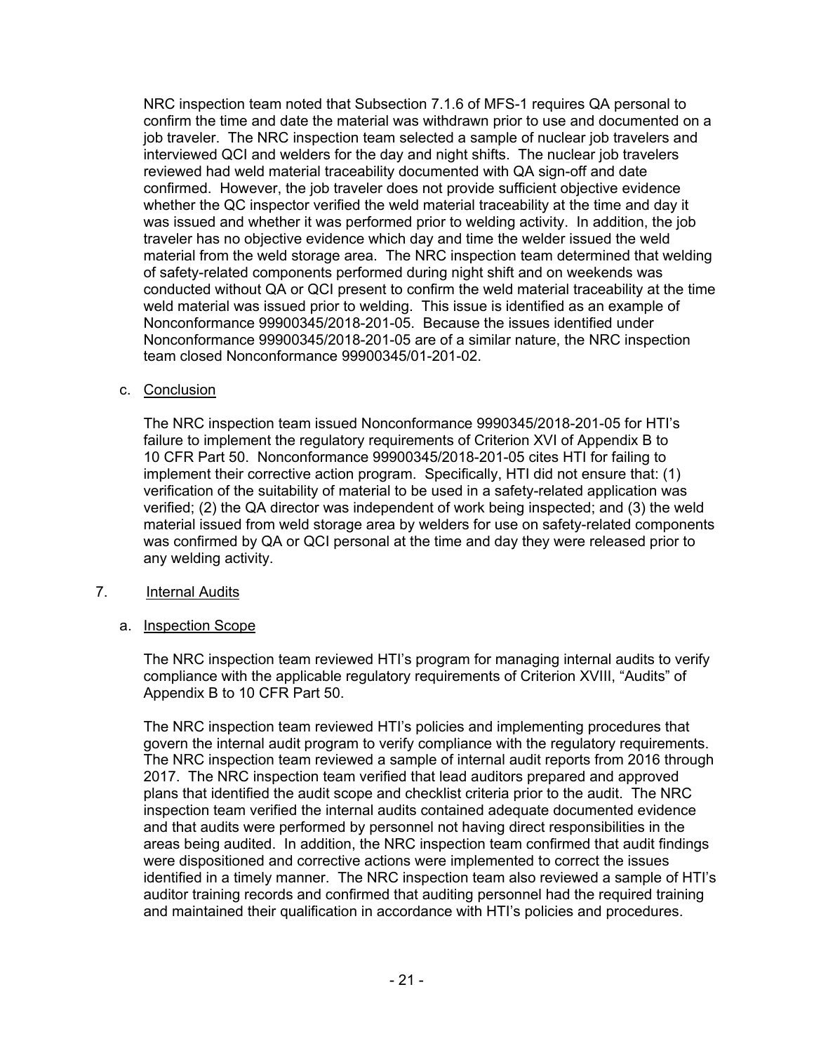NRC inspection team noted that Subsection 7.1.6 of MFS-1 requires QA personal to confirm the time and date the material was withdrawn prior to use and documented on a job traveler. The NRC inspection team selected a sample of nuclear job travelers and interviewed QCI and welders for the day and night shifts. The nuclear job travelers reviewed had weld material traceability documented with QA sign-off and date confirmed. However, the job traveler does not provide sufficient objective evidence whether the QC inspector verified the weld material traceability at the time and day it was issued and whether it was performed prior to welding activity. In addition, the job traveler has no objective evidence which day and time the welder issued the weld material from the weld storage area. The NRC inspection team determined that welding of safety-related components performed during night shift and on weekends was conducted without QA or QCI present to confirm the weld material traceability at the time weld material was issued prior to welding. This issue is identified as an example of Nonconformance 99900345/2018-201-05. Because the issues identified under Nonconformance 99900345/2018-201-05 are of a similar nature, the NRC inspection team closed Nonconformance 99900345/01-201-02.

c. Conclusion

The NRC inspection team issued Nonconformance 9990345/2018-201-05 for HTI's failure to implement the regulatory requirements of Criterion XVI of Appendix B to 10 CFR Part 50. Nonconformance 99900345/2018-201-05 cites HTI for failing to implement their corrective action program. Specifically, HTI did not ensure that: (1) verification of the suitability of material to be used in a safety-related application was verified; (2) the QA director was independent of work being inspected; and (3) the weld material issued from weld storage area by welders for use on safety-related components was confirmed by QA or QCI personal at the time and day they were released prior to any welding activity.

## 7. Internal Audits

a. Inspection Scope

The NRC inspection team reviewed HTI's program for managing internal audits to verify compliance with the applicable regulatory requirements of Criterion XVIII, "Audits" of Appendix B to 10 CFR Part 50.

The NRC inspection team reviewed HTI's policies and implementing procedures that govern the internal audit program to verify compliance with the regulatory requirements. The NRC inspection team reviewed a sample of internal audit reports from 2016 through 2017. The NRC inspection team verified that lead auditors prepared and approved plans that identified the audit scope and checklist criteria prior to the audit. The NRC inspection team verified the internal audits contained adequate documented evidence and that audits were performed by personnel not having direct responsibilities in the areas being audited. In addition, the NRC inspection team confirmed that audit findings were dispositioned and corrective actions were implemented to correct the issues identified in a timely manner. The NRC inspection team also reviewed a sample of HTI's auditor training records and confirmed that auditing personnel had the required training and maintained their qualification in accordance with HTI's policies and procedures.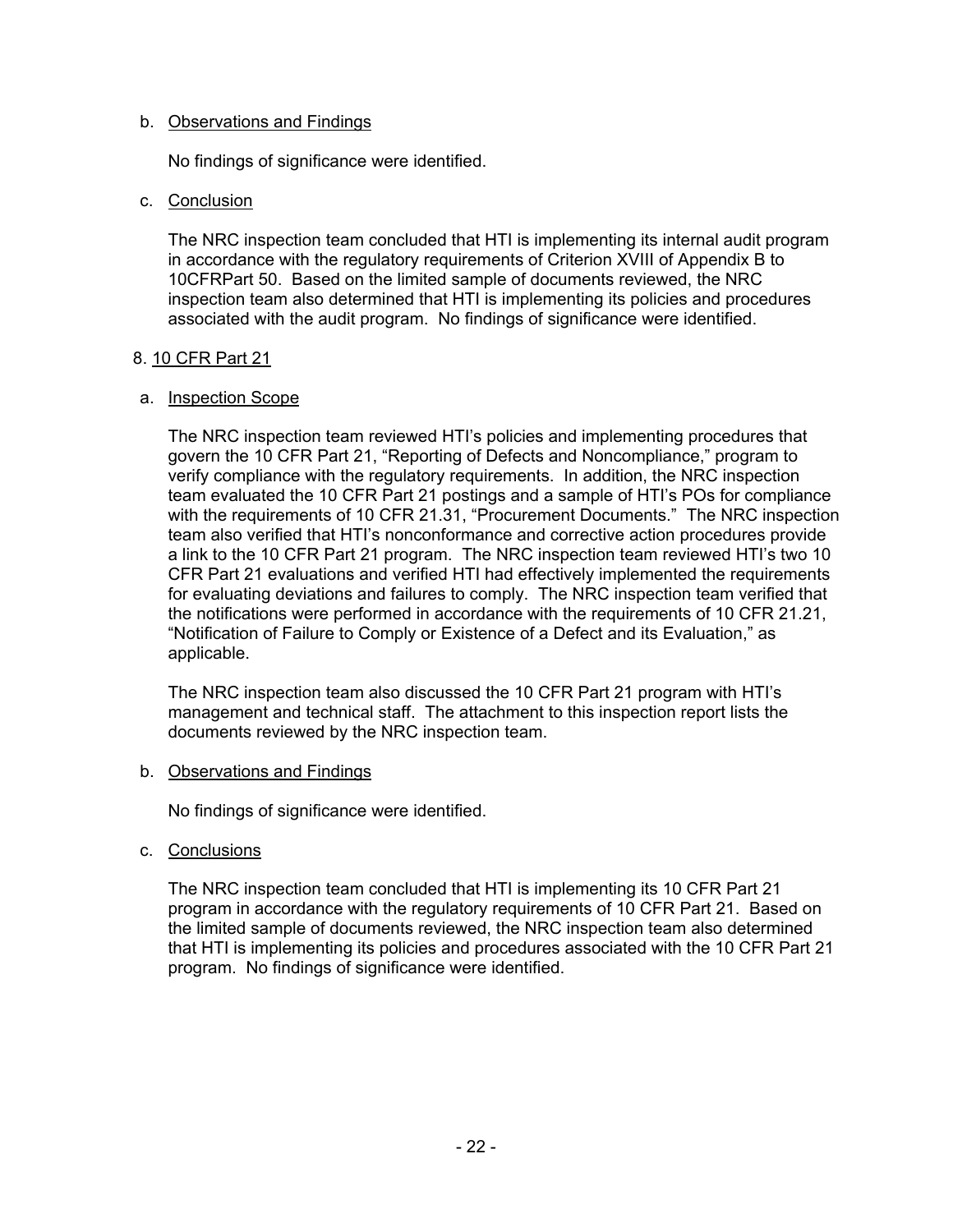b. Observations and Findings

No findings of significance were identified.

c. Conclusion

The NRC inspection team concluded that HTI is implementing its internal audit program in accordance with the regulatory requirements of Criterion XVIII of Appendix B to 10CFRPart 50. Based on the limited sample of documents reviewed, the NRC inspection team also determined that HTI is implementing its policies and procedures associated with the audit program. No findings of significance were identified.

## 8. 10 CFR Part 21

a. Inspection Scope

The NRC inspection team reviewed HTI's policies and implementing procedures that govern the 10 CFR Part 21, "Reporting of Defects and Noncompliance," program to verify compliance with the regulatory requirements. In addition, the NRC inspection team evaluated the 10 CFR Part 21 postings and a sample of HTI's POs for compliance with the requirements of 10 CFR 21.31, "Procurement Documents." The NRC inspection team also verified that HTI's nonconformance and corrective action procedures provide a link to the 10 CFR Part 21 program. The NRC inspection team reviewed HTI's two 10 CFR Part 21 evaluations and verified HTI had effectively implemented the requirements for evaluating deviations and failures to comply. The NRC inspection team verified that the notifications were performed in accordance with the requirements of 10 CFR 21.21, "Notification of Failure to Comply or Existence of a Defect and its Evaluation," as applicable.

The NRC inspection team also discussed the 10 CFR Part 21 program with HTI's management and technical staff. The attachment to this inspection report lists the documents reviewed by the NRC inspection team.

b. Observations and Findings

No findings of significance were identified.

c. Conclusions

The NRC inspection team concluded that HTI is implementing its 10 CFR Part 21 program in accordance with the regulatory requirements of 10 CFR Part 21. Based on the limited sample of documents reviewed, the NRC inspection team also determined that HTI is implementing its policies and procedures associated with the 10 CFR Part 21 program. No findings of significance were identified.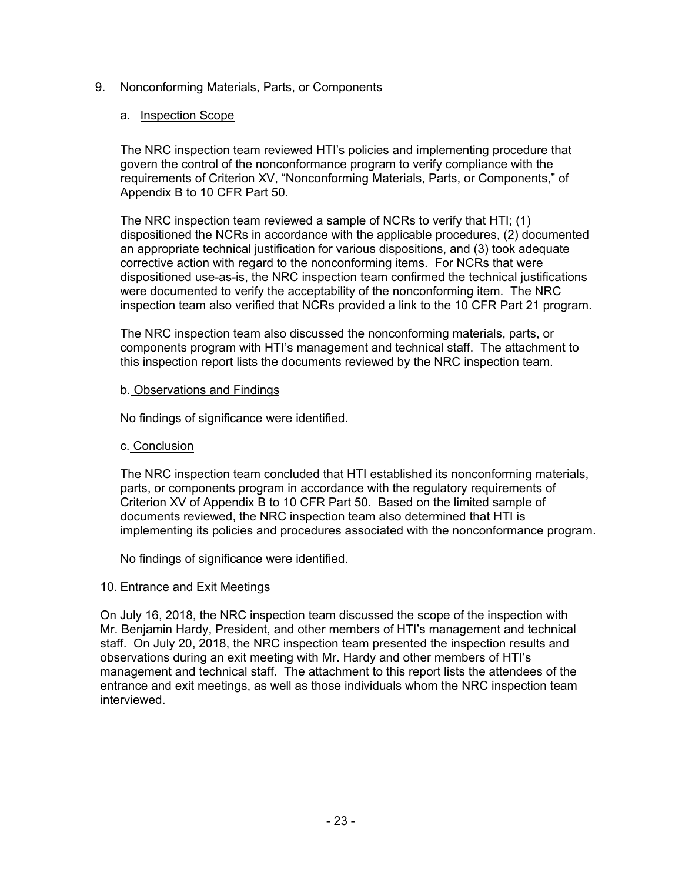## 9. Nonconforming Materials, Parts, or Components

### a. Inspection Scope

The NRC inspection team reviewed HTI's policies and implementing procedure that govern the control of the nonconformance program to verify compliance with the requirements of Criterion XV, "Nonconforming Materials, Parts, or Components," of Appendix B to 10 CFR Part 50.

The NRC inspection team reviewed a sample of NCRs to verify that HTI; (1) dispositioned the NCRs in accordance with the applicable procedures, (2) documented an appropriate technical justification for various dispositions, and (3) took adequate corrective action with regard to the nonconforming items. For NCRs that were dispositioned use-as-is, the NRC inspection team confirmed the technical justifications were documented to verify the acceptability of the nonconforming item. The NRC inspection team also verified that NCRs provided a link to the 10 CFR Part 21 program.

The NRC inspection team also discussed the nonconforming materials, parts, or components program with HTI's management and technical staff. The attachment to this inspection report lists the documents reviewed by the NRC inspection team.

### b. Observations and Findings

No findings of significance were identified.

### c. Conclusion

The NRC inspection team concluded that HTI established its nonconforming materials, parts, or components program in accordance with the regulatory requirements of Criterion XV of Appendix B to 10 CFR Part 50. Based on the limited sample of documents reviewed, the NRC inspection team also determined that HTI is implementing its policies and procedures associated with the nonconformance program.

No findings of significance were identified.

## 10. Entrance and Exit Meetings

On July 16, 2018, the NRC inspection team discussed the scope of the inspection with Mr. Benjamin Hardy, President, and other members of HTI's management and technical staff. On July 20, 2018, the NRC inspection team presented the inspection results and observations during an exit meeting with Mr. Hardy and other members of HTI's management and technical staff. The attachment to this report lists the attendees of the entrance and exit meetings, as well as those individuals whom the NRC inspection team interviewed.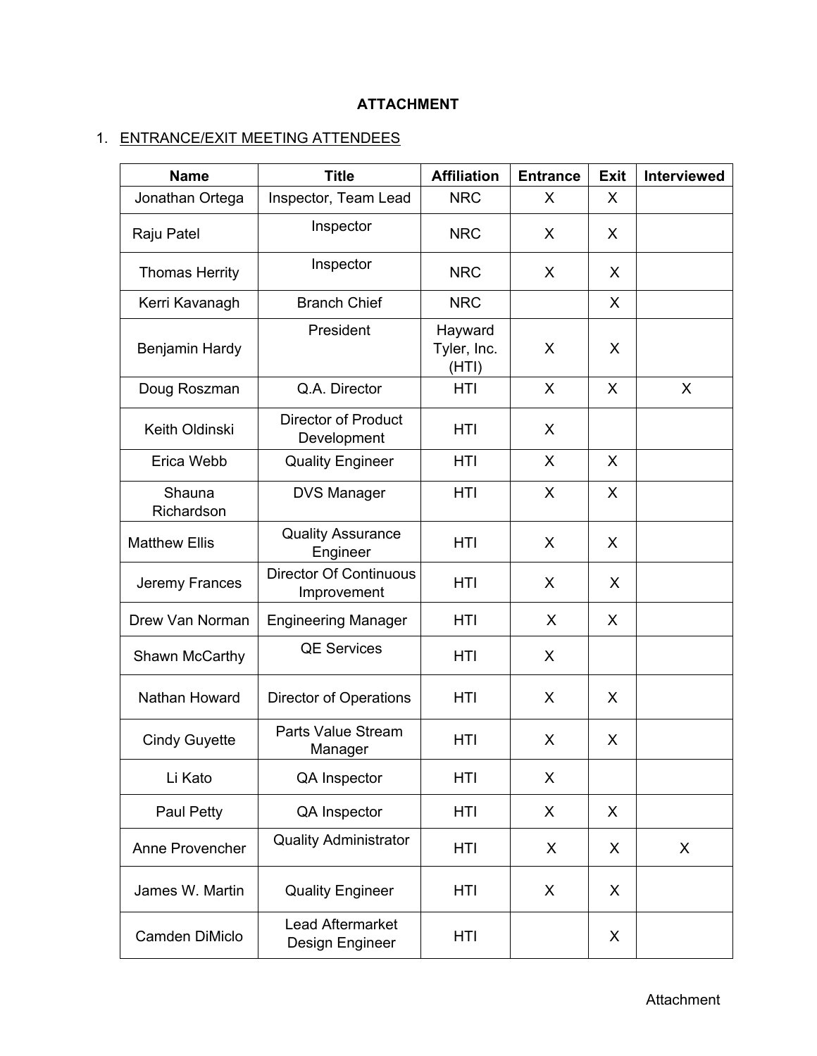**ATTACHMENT**

1. ENTRANCE/EXIT MEETING ATTENDEES

| Name | Title | Affiliation | Entrance | Exit | Interviewed |
|---|---|---|---|---|---|
| Jonathan Ortega | Inspector, Team Lead | NRC | X | X | |
| Raju Patel | Inspector | NRC | X | X | |
| Thomas Herrity | Inspector | NRC | X | X | |
| Kerri Kavanagh | Branch Chief | NRC | | X | |
| Benjamin Hardy | President | Hayward Tyler, Inc. (HTI) | X | X | |
| Doug Roszman | Q.A. Director | HTI | X | X | X |
| Keith Oldinski | Director of Product Development | HTI | X | | |
| Erica Webb | Quality Engineer | HTI | X | X | |
| Shauna Richardson | DVS Manager | HTI | X | X | |
| Matthew Ellis | Quality Assurance Engineer | HTI | X | X | |
| Jeremy Frances | Director Of Continuous Improvement | HTI | X | X | |
| Drew Van Norman | Engineering Manager | HTI | X | X | |
| Shawn McCarthy | QE Services | HTI | X | | |
| Nathan Howard | Director of Operations | HTI | X | X | |
| Cindy Guyette | Parts Value Stream Manager | HTI | X | X | |
| Li Kato | QA Inspector | HTI | X | | |
| Paul Petty | QA Inspector | HTI | X | X | |
| Anne Provencher | Quality Administrator | HTI | X | X | X |
| James W. Martin | Quality Engineer | HTI | X | X | |
| Camden DiMiclo | Lead Aftermarket Design Engineer | HTI | | X | |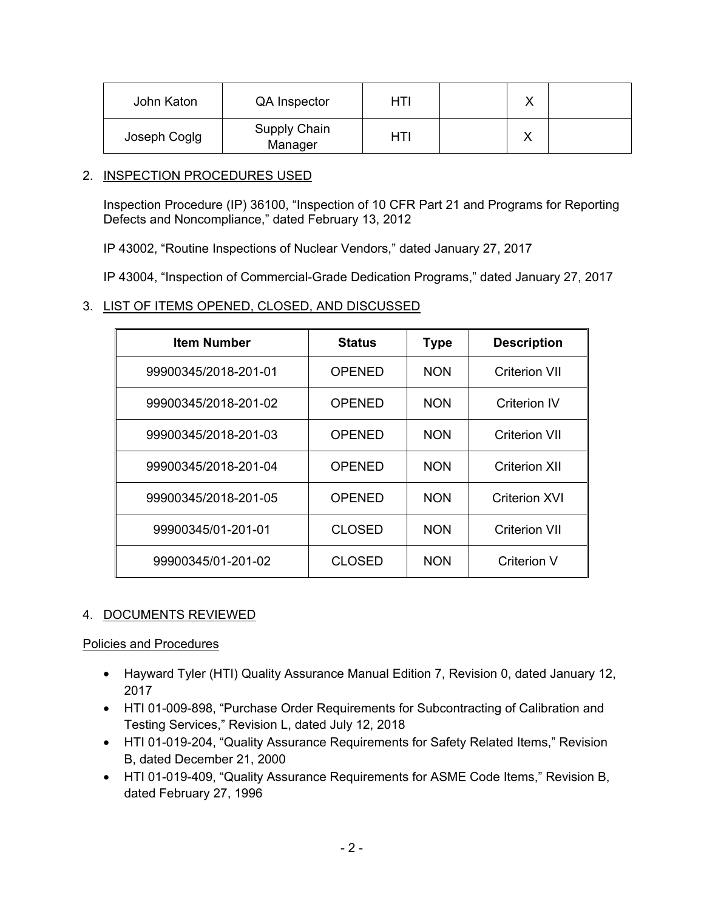| John Katon | QA Inspector | HTI | | X | |
|---|---|---|---|---|---|
| Joseph Coglg | Supply Chain Manager | HTI | | X | |

2. INSPECTION PROCEDURES USED

Inspection Procedure (IP) 36100, "Inspection of 10 CFR Part 21 and Programs for Reporting Defects and Noncompliance," dated February 13, 2012

IP 43002, "Routine Inspections of Nuclear Vendors," dated January 27, 2017

IP 43004, "Inspection of Commercial-Grade Dedication Programs," dated January 27, 2017

3. LIST OF ITEMS OPENED, CLOSED, AND DISCUSSED

| Item Number | Status | Type | Description |
|---|---|---|---|
| 99900345/2018-201-01 | OPENED | NON | Criterion VII |
| 99900345/2018-201-02 | OPENED | NON | Criterion IV |
| 99900345/2018-201-03 | OPENED | NON | Criterion VII |
| 99900345/2018-201-04 | OPENED | NON | Criterion XII |
| 99900345/2018-201-05 | OPENED | NON | Criterion XVI |
| 99900345/01-201-01 | CLOSED | NON | Criterion VII |
| 99900345/01-201-02 | CLOSED | NON | Criterion V |

4. DOCUMENTS REVIEWED

Policies and Procedures

- Hayward Tyler (HTI) Quality Assurance Manual Edition 7, Revision 0, dated January 12, 2017
- HTI 01-009-898, "Purchase Order Requirements for Subcontracting of Calibration and Testing Services," Revision L, dated July 12, 2018
- HTI 01-019-204, "Quality Assurance Requirements for Safety Related Items," Revision B, dated December 21, 2000
- HTI 01-019-409, "Quality Assurance Requirements for ASME Code Items," Revision B, dated February 27, 1996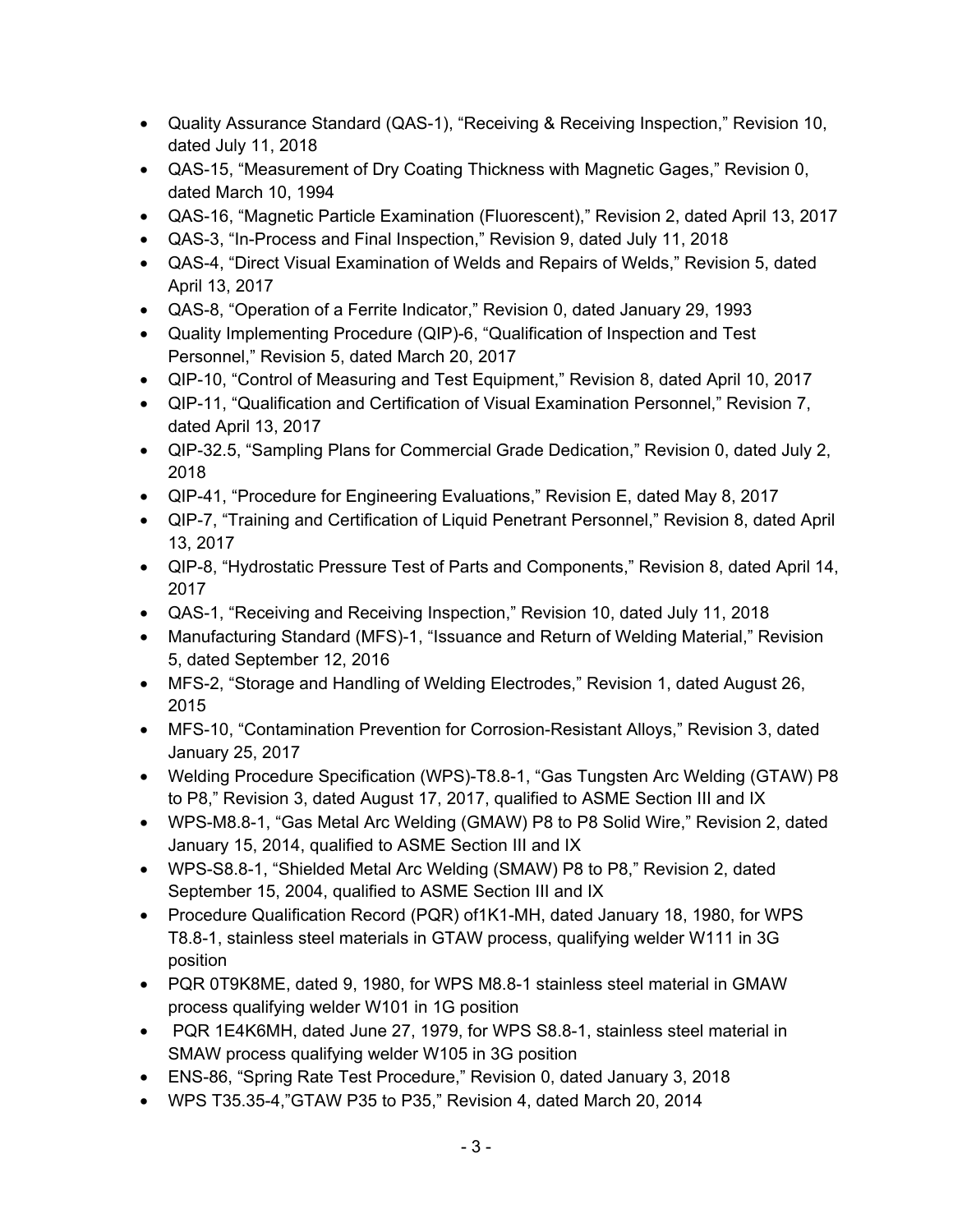- Quality Assurance Standard (QAS-1), “Receiving & Receiving Inspection,” Revision 10, dated July 11, 2018
- QAS-15, “Measurement of Dry Coating Thickness with Magnetic Gages,” Revision 0, dated March 10, 1994
- QAS-16, “Magnetic Particle Examination (Fluorescent),” Revision 2, dated April 13, 2017
- QAS-3, “In-Process and Final Inspection,” Revision 9, dated July 11, 2018
- QAS-4, “Direct Visual Examination of Welds and Repairs of Welds,” Revision 5, dated April 13, 2017
- QAS-8, “Operation of a Ferrite Indicator,” Revision 0, dated January 29, 1993
- Quality Implementing Procedure (QIP)-6, “Qualification of Inspection and Test Personnel,” Revision 5, dated March 20, 2017
- QIP-10, “Control of Measuring and Test Equipment,” Revision 8, dated April 10, 2017
- QIP-11, “Qualification and Certification of Visual Examination Personnel,” Revision 7, dated April 13, 2017
- QIP-32.5, “Sampling Plans for Commercial Grade Dedication,” Revision 0, dated July 2, 2018
- QIP-41, “Procedure for Engineering Evaluations,” Revision E, dated May 8, 2017
- QIP-7, “Training and Certification of Liquid Penetrant Personnel,” Revision 8, dated April 13, 2017
- QIP-8, “Hydrostatic Pressure Test of Parts and Components,” Revision 8, dated April 14, 2017
- QAS-1, “Receiving and Receiving Inspection,” Revision 10, dated July 11, 2018
- Manufacturing Standard (MFS)-1, “Issuance and Return of Welding Material,” Revision 5, dated September 12, 2016
- MFS-2, “Storage and Handling of Welding Electrodes,” Revision 1, dated August 26, 2015
- MFS-10, “Contamination Prevention for Corrosion-Resistant Alloys,” Revision 3, dated January 25, 2017
- Welding Procedure Specification (WPS)-T8.8-1, “Gas Tungsten Arc Welding (GTAW) P8 to P8,” Revision 3, dated August 17, 2017, qualified to ASME Section III and IX
- WPS-M8.8-1, “Gas Metal Arc Welding (GMAW) P8 to P8 Solid Wire,” Revision 2, dated January 15, 2014, qualified to ASME Section III and IX
- WPS-S8.8-1, “Shielded Metal Arc Welding (SMAW) P8 to P8,” Revision 2, dated September 15, 2004, qualified to ASME Section III and IX
- Procedure Qualification Record (PQR) of1K1-MH, dated January 18, 1980, for WPS T8.8-1, stainless steel materials in GTAW process, qualifying welder W111 in 3G position
- PQR 0T9K8ME, dated 9, 1980, for WPS M8.8-1 stainless steel material in GMAW process qualifying welder W101 in 1G position
- PQR 1E4K6MH, dated June 27, 1979, for WPS S8.8-1, stainless steel material in SMAW process qualifying welder W105 in 3G position
- ENS-86, “Spring Rate Test Procedure,” Revision 0, dated January 3, 2018
- WPS T35.35-4,”GTAW P35 to P35,” Revision 4, dated March 20, 2014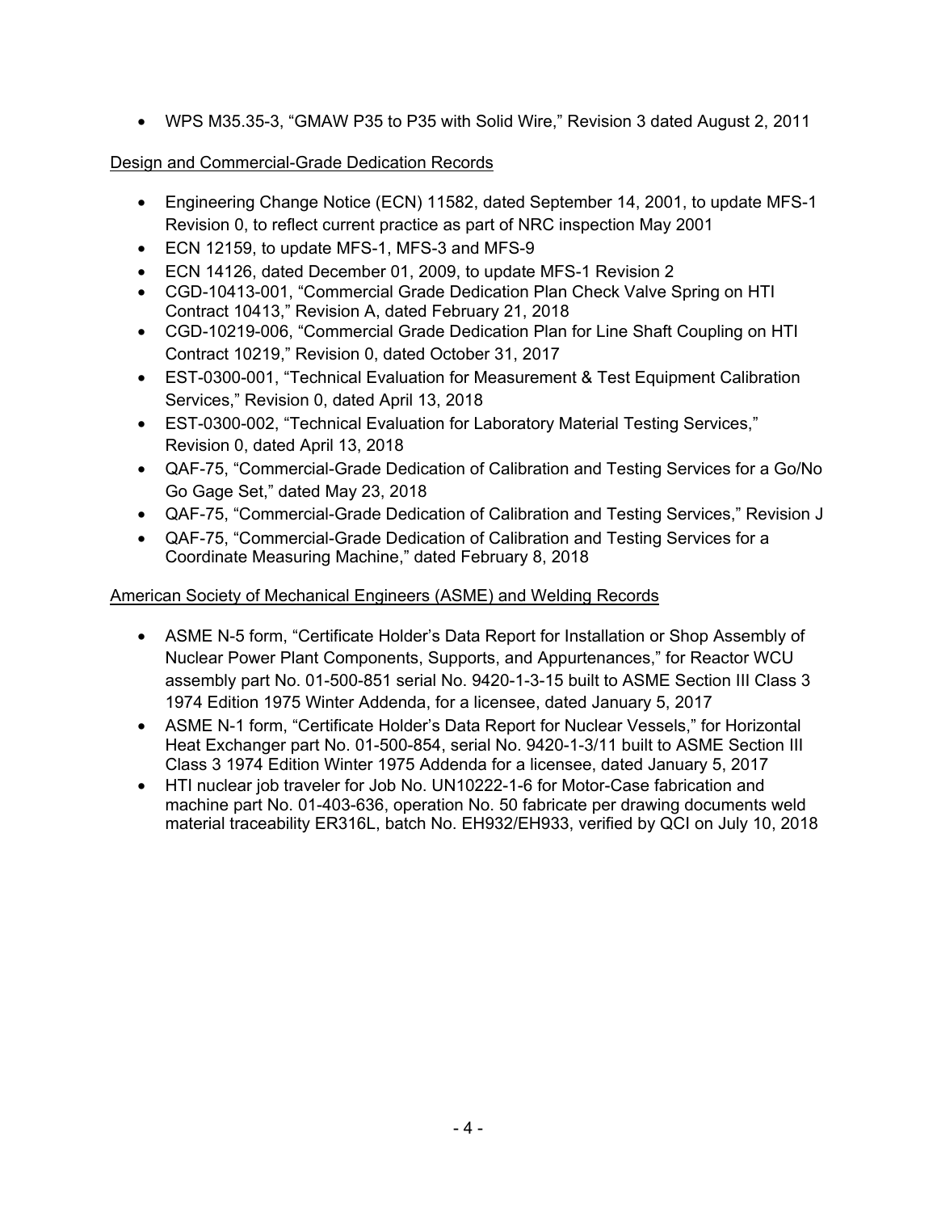- WPS M35.35-3, “GMAW P35 to P35 with Solid Wire,” Revision 3 dated August 2, 2011

Design and Commercial-Grade Dedication Records

- Engineering Change Notice (ECN) 11582, dated September 14, 2001, to update MFS-1 Revision 0, to reflect current practice as part of NRC inspection May 2001
- ECN 12159, to update MFS-1, MFS-3 and MFS-9
- ECN 14126, dated December 01, 2009, to update MFS-1 Revision 2
- CGD-10413-001, “Commercial Grade Dedication Plan Check Valve Spring on HTI Contract 10413,” Revision A, dated February 21, 2018
- CGD-10219-006, “Commercial Grade Dedication Plan for Line Shaft Coupling on HTI Contract 10219,” Revision 0, dated October 31, 2017
- EST-0300-001, “Technical Evaluation for Measurement & Test Equipment Calibration Services,” Revision 0, dated April 13, 2018
- EST-0300-002, “Technical Evaluation for Laboratory Material Testing Services,” Revision 0, dated April 13, 2018
- QAF-75, “Commercial-Grade Dedication of Calibration and Testing Services for a Go/No Go Gage Set,” dated May 23, 2018
- QAF-75, “Commercial-Grade Dedication of Calibration and Testing Services,” Revision J
- QAF-75, “Commercial-Grade Dedication of Calibration and Testing Services for a Coordinate Measuring Machine,” dated February 8, 2018

American Society of Mechanical Engineers (ASME) and Welding Records

- ASME N-5 form, “Certificate Holder’s Data Report for Installation or Shop Assembly of Nuclear Power Plant Components, Supports, and Appurtenances,” for Reactor WCU assembly part No. 01-500-851 serial No. 9420-1-3-15 built to ASME Section III Class 3 1974 Edition 1975 Winter Addenda, for a licensee, dated January 5, 2017
- ASME N-1 form, “Certificate Holder’s Data Report for Nuclear Vessels,” for Horizontal Heat Exchanger part No. 01-500-854, serial No. 9420-1-3/11 built to ASME Section III Class 3 1974 Edition Winter 1975 Addenda for a licensee, dated January 5, 2017
- HTI nuclear job traveler for Job No. UN10222-1-6 for Motor-Case fabrication and machine part No. 01-403-636, operation No. 50 fabricate per drawing documents weld material traceability ER316L, batch No. EH932/EH933, verified by QCI on July 10, 2018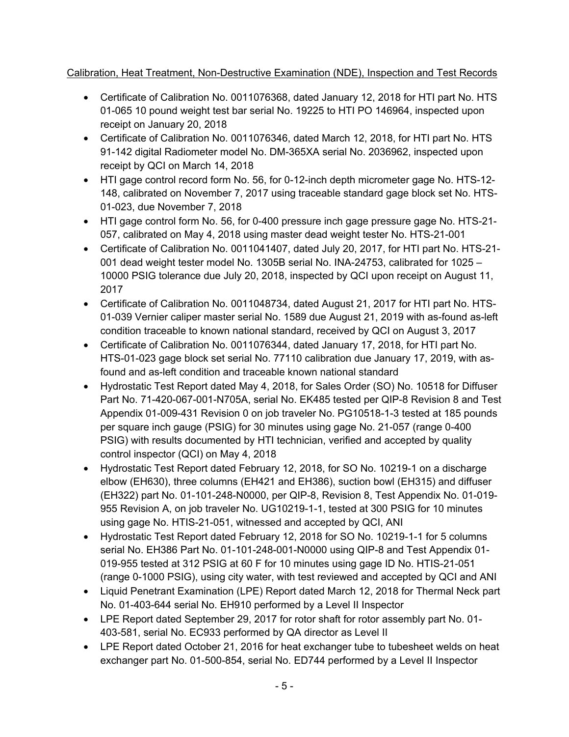Calibration, Heat Treatment, Non-Destructive Examination (NDE), Inspection and Test Records

- Certificate of Calibration No. 0011076368, dated January 12, 2018 for HTI part No. HTS 01-065 10 pound weight test bar serial No. 19225 to HTI PO 146964, inspected upon receipt on January 20, 2018
- Certificate of Calibration No. 0011076346, dated March 12, 2018, for HTI part No. HTS 91-142 digital Radiometer model No. DM-365XA serial No. 2036962, inspected upon receipt by QCI on March 14, 2018
- HTI gage control record form No. 56, for 0-12-inch depth micrometer gage No. HTS-12-148, calibrated on November 7, 2017 using traceable standard gage block set No. HTS-01-023, due November 7, 2018
- HTI gage control form No. 56, for 0-400 pressure inch gage pressure gage No. HTS-21-057, calibrated on May 4, 2018 using master dead weight tester No. HTS-21-001
- Certificate of Calibration No. 0011041407, dated July 20, 2017, for HTI part No. HTS-21-001 dead weight tester model No. 1305B serial No. INA-24753, calibrated for 1025 – 10000 PSIG tolerance due July 20, 2018, inspected by QCI upon receipt on August 11, 2017
- Certificate of Calibration No. 0011048734, dated August 21, 2017 for HTI part No. HTS-01-039 Vernier caliper master serial No. 1589 due August 21, 2019 with as-found as-left condition traceable to known national standard, received by QCI on August 3, 2017
- Certificate of Calibration No. 0011076344, dated January 17, 2018, for HTI part No. HTS-01-023 gage block set serial No. 77110 calibration due January 17, 2019, with as-found and as-left condition and traceable known national standard
- Hydrostatic Test Report dated May 4, 2018, for Sales Order (SO) No. 10518 for Diffuser Part No. 71-420-067-001-N705A, serial No. EK485 tested per QIP-8 Revision 8 and Test Appendix 01-009-431 Revision 0 on job traveler No. PG10518-1-3 tested at 185 pounds per square inch gauge (PSIG) for 30 minutes using gage No. 21-057 (range 0-400 PSIG) with results documented by HTI technician, verified and accepted by quality control inspector (QCI) on May 4, 2018
- Hydrostatic Test Report dated February 12, 2018, for SO No. 10219-1 on a discharge elbow (EH630), three columns (EH421 and EH386), suction bowl (EH315) and diffuser (EH322) part No. 01-101-248-N0000, per QIP-8, Revision 8, Test Appendix No. 01-019-955 Revision A, on job traveler No. UG10219-1-1, tested at 300 PSIG for 10 minutes using gage No. HTIS-21-051, witnessed and accepted by QCI, ANI
- Hydrostatic Test Report dated February 12, 2018 for SO No. 10219-1-1 for 5 columns serial No. EH386 Part No. 01-101-248-001-N0000 using QIP-8 and Test Appendix 01-019-955 tested at 312 PSIG at 60 F for 10 minutes using gage ID No. HTIS-21-051 (range 0-1000 PSIG), using city water, with test reviewed and accepted by QCI and ANI
- Liquid Penetrant Examination (LPE) Report dated March 12, 2018 for Thermal Neck part No. 01-403-644 serial No. EH910 performed by a Level II Inspector
- LPE Report dated September 29, 2017 for rotor shaft for rotor assembly part No. 01-403-581, serial No. EC933 performed by QA director as Level II
- LPE Report dated October 21, 2016 for heat exchanger tube to tubesheet welds on heat exchanger part No. 01-500-854, serial No. ED744 performed by a Level II Inspector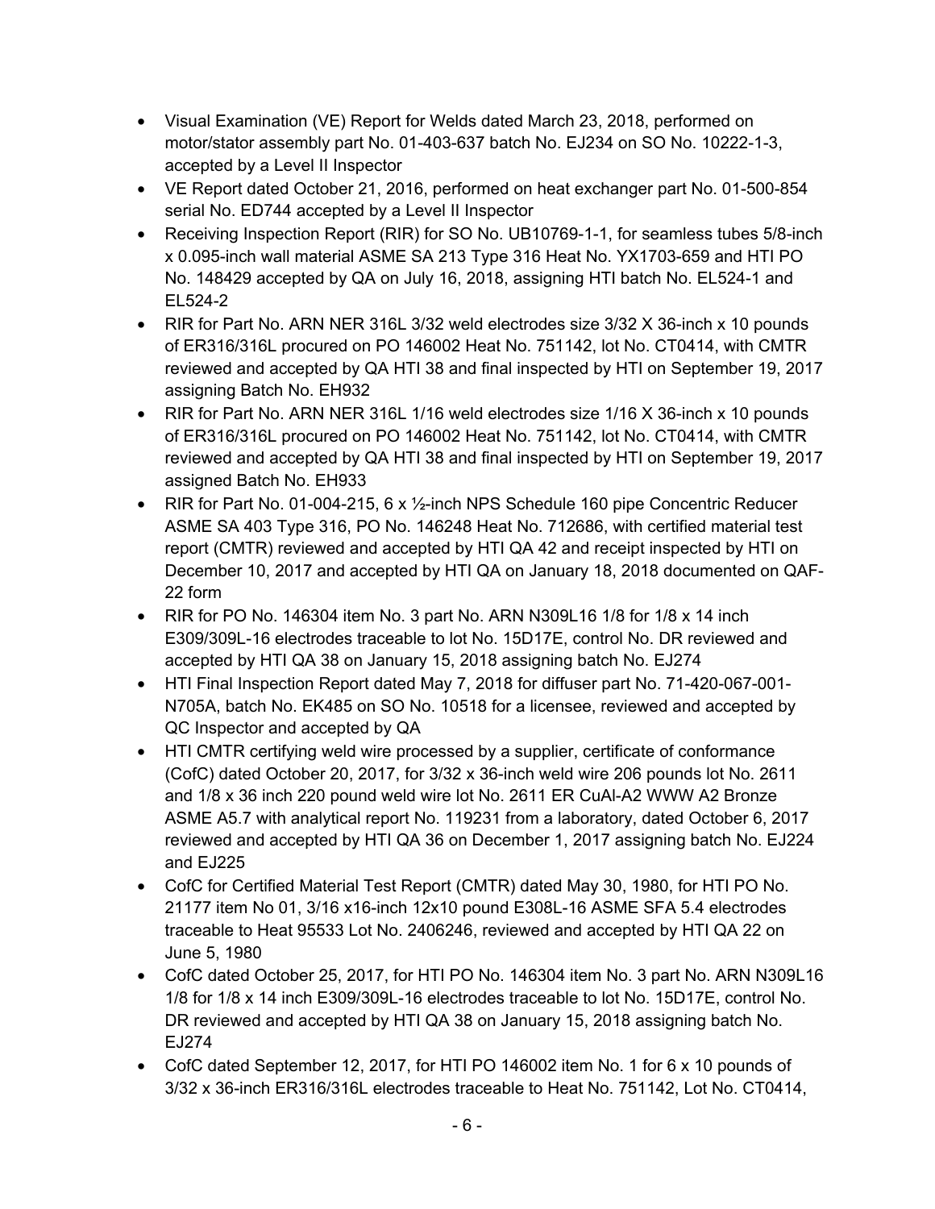- Visual Examination (VE) Report for Welds dated March 23, 2018, performed on motor/stator assembly part No. 01-403-637 batch No. EJ234 on SO No. 10222-1-3, accepted by a Level II Inspector
- VE Report dated October 21, 2016, performed on heat exchanger part No. 01-500-854 serial No. ED744 accepted by a Level II Inspector
- Receiving Inspection Report (RIR) for SO No. UB10769-1-1, for seamless tubes 5/8-inch x 0.095-inch wall material ASME SA 213 Type 316 Heat No. YX1703-659 and HTI PO No. 148429 accepted by QA on July 16, 2018, assigning HTI batch No. EL524-1 and EL524-2
- RIR for Part No. ARN NER 316L 3/32 weld electrodes size 3/32 X 36-inch x 10 pounds of ER316/316L procured on PO 146002 Heat No. 751142, lot No. CT0414, with CMTR reviewed and accepted by QA HTI 38 and final inspected by HTI on September 19, 2017 assigning Batch No. EH932
- RIR for Part No. ARN NER 316L 1/16 weld electrodes size 1/16 X 36-inch x 10 pounds of ER316/316L procured on PO 146002 Heat No. 751142, lot No. CT0414, with CMTR reviewed and accepted by QA HTI 38 and final inspected by HTI on September 19, 2017 assigned Batch No. EH933
- RIR for Part No. 01-004-215, 6 x ½-inch NPS Schedule 160 pipe Concentric Reducer ASME SA 403 Type 316, PO No. 146248 Heat No. 712686, with certified material test report (CMTR) reviewed and accepted by HTI QA 42 and receipt inspected by HTI on December 10, 2017 and accepted by HTI QA on January 18, 2018 documented on QAF-22 form
- RIR for PO No. 146304 item No. 3 part No. ARN N309L16 1/8 for 1/8 x 14 inch E309/309L-16 electrodes traceable to lot No. 15D17E, control No. DR reviewed and accepted by HTI QA 38 on January 15, 2018 assigning batch No. EJ274
- HTI Final Inspection Report dated May 7, 2018 for diffuser part No. 71-420-067-001-N705A, batch No. EK485 on SO No. 10518 for a licensee, reviewed and accepted by QC Inspector and accepted by QA
- HTI CMTR certifying weld wire processed by a supplier, certificate of conformance (CofC) dated October 20, 2017, for 3/32 x 36-inch weld wire 206 pounds lot No. 2611 and 1/8 x 36 inch 220 pound weld wire lot No. 2611 ER CuAl-A2 WWW A2 Bronze ASME A5.7 with analytical report No. 119231 from a laboratory, dated October 6, 2017 reviewed and accepted by HTI QA 36 on December 1, 2017 assigning batch No. EJ224 and EJ225
- CofC for Certified Material Test Report (CMTR) dated May 30, 1980, for HTI PO No. 21177 item No 01, 3/16 x16-inch 12x10 pound E308L-16 ASME SFA 5.4 electrodes traceable to Heat 95533 Lot No. 2406246, reviewed and accepted by HTI QA 22 on June 5, 1980
- CofC dated October 25, 2017, for HTI PO No. 146304 item No. 3 part No. ARN N309L16 1/8 for 1/8 x 14 inch E309/309L-16 electrodes traceable to lot No. 15D17E, control No. DR reviewed and accepted by HTI QA 38 on January 15, 2018 assigning batch No. EJ274
- CofC dated September 12, 2017, for HTI PO 146002 item No. 1 for 6 x 10 pounds of 3/32 x 36-inch ER316/316L electrodes traceable to Heat No. 751142, Lot No. CT0414,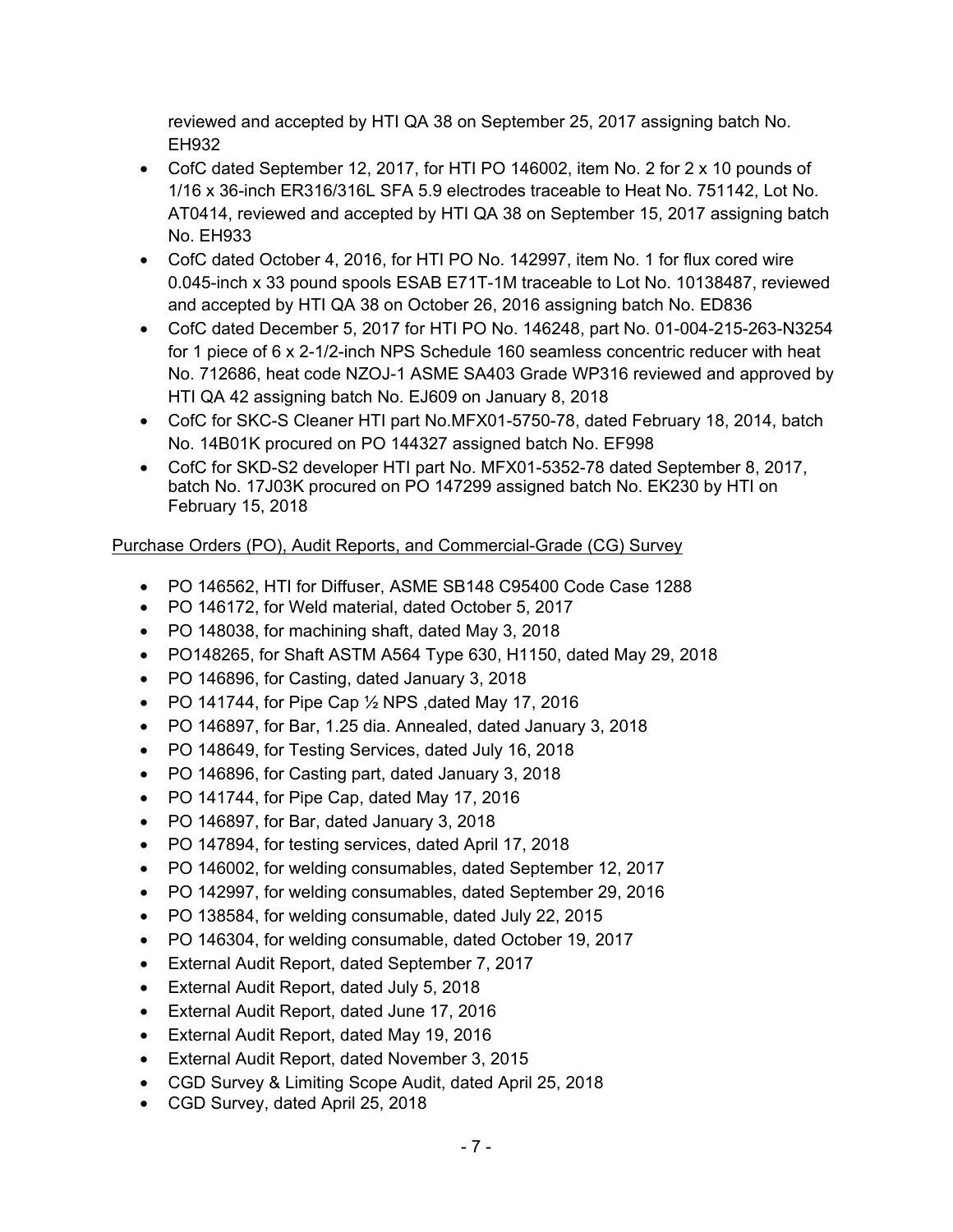reviewed and accepted by HTI QA 38 on September 25, 2017 assigning batch No. EH932

- CofC dated September 12, 2017, for HTI PO 146002, item No. 2 for 2 x 10 pounds of 1/16 x 36-inch ER316/316L SFA 5.9 electrodes traceable to Heat No. 751142, Lot No. AT0414, reviewed and accepted by HTI QA 38 on September 15, 2017 assigning batch No. EH933
- CofC dated October 4, 2016, for HTI PO No. 142997, item No. 1 for flux cored wire 0.045-inch x 33 pound spools ESAB E71T-1M traceable to Lot No. 10138487, reviewed and accepted by HTI QA 38 on October 26, 2016 assigning batch No. ED836
- CofC dated December 5, 2017 for HTI PO No. 146248, part No. 01-004-215-263-N3254 for 1 piece of 6 x 2-1/2-inch NPS Schedule 160 seamless concentric reducer with heat No. 712686, heat code NZOJ-1 ASME SA403 Grade WP316 reviewed and approved by HTI QA 42 assigning batch No. EJ609 on January 8, 2018
- CofC for SKC-S Cleaner HTI part No.MFX01-5750-78, dated February 18, 2014, batch No. 14B01K procured on PO 144327 assigned batch No. EF998
- CofC for SKD-S2 developer HTI part No. MFX01-5352-78 dated September 8, 2017, batch No. 17J03K procured on PO 147299 assigned batch No. EK230 by HTI on February 15, 2018

Purchase Orders (PO), Audit Reports, and Commercial-Grade (CG) Survey

- PO 146562, HTI for Diffuser, ASME SB148 C95400 Code Case 1288
- PO 146172, for Weld material, dated October 5, 2017
- PO 148038, for machining shaft, dated May 3, 2018
- PO148265, for Shaft ASTM A564 Type 630, H1150, dated May 29, 2018
- PO 146896, for Casting, dated January 3, 2018
- PO 141744, for Pipe Cap ½ NPS ,dated May 17, 2016
- PO 146897, for Bar, 1.25 dia. Annealed, dated January 3, 2018
- PO 148649, for Testing Services, dated July 16, 2018
- PO 146896, for Casting part, dated January 3, 2018
- PO 141744, for Pipe Cap, dated May 17, 2016
- PO 146897, for Bar, dated January 3, 2018
- PO 147894, for testing services, dated April 17, 2018
- PO 146002, for welding consumables, dated September 12, 2017
- PO 142997, for welding consumables, dated September 29, 2016
- PO 138584, for welding consumable, dated July 22, 2015
- PO 146304, for welding consumable, dated October 19, 2017
- External Audit Report, dated September 7, 2017
- External Audit Report, dated July 5, 2018
- External Audit Report, dated June 17, 2016
- External Audit Report, dated May 19, 2016
- External Audit Report, dated November 3, 2015
- CGD Survey & Limiting Scope Audit, dated April 25, 2018
- CGD Survey, dated April 25, 2018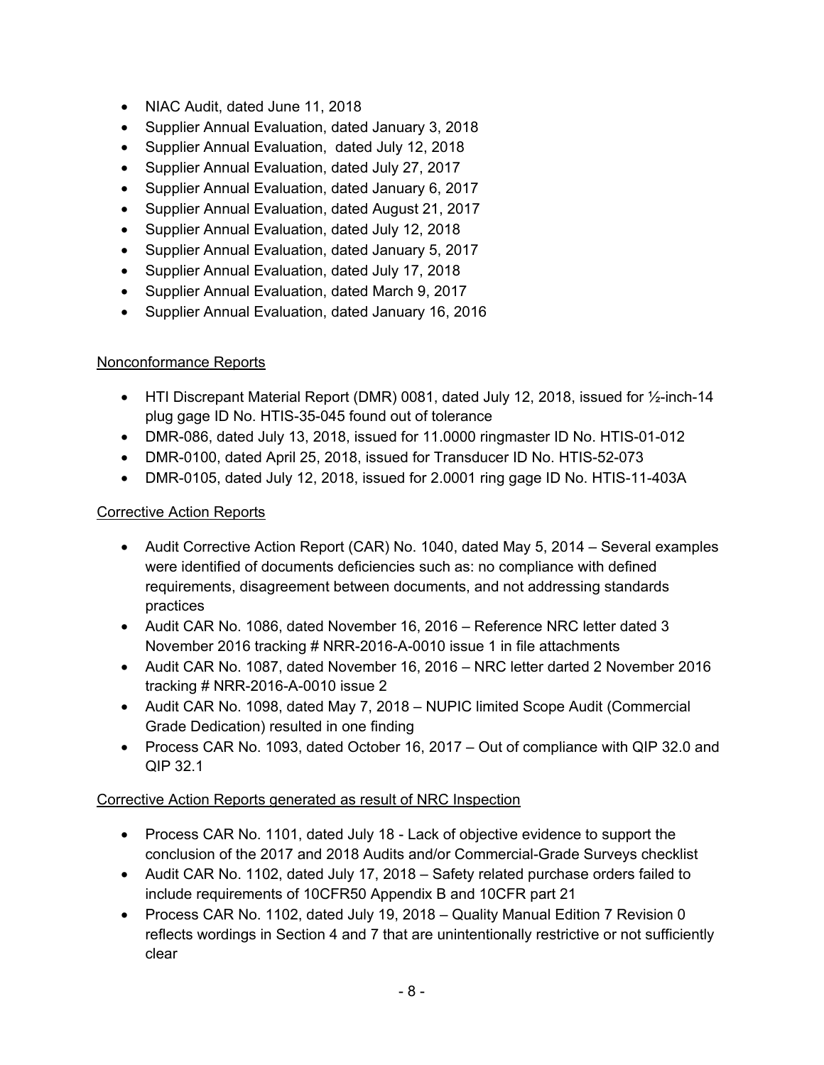- NIAC Audit, dated June 11, 2018
- Supplier Annual Evaluation, dated January 3, 2018
- Supplier Annual Evaluation,  dated July 12, 2018
- Supplier Annual Evaluation, dated July 27, 2017
- Supplier Annual Evaluation, dated January 6, 2017
- Supplier Annual Evaluation, dated August 21, 2017
- Supplier Annual Evaluation, dated July 12, 2018
- Supplier Annual Evaluation, dated January 5, 2017
- Supplier Annual Evaluation, dated July 17, 2018
- Supplier Annual Evaluation, dated March 9, 2017
- Supplier Annual Evaluation, dated January 16, 2016

Nonconformance Reports

- HTI Discrepant Material Report (DMR) 0081, dated July 12, 2018, issued for ½-inch-14 plug gage ID No. HTIS-35-045 found out of tolerance
- DMR-086, dated July 13, 2018, issued for 11.0000 ringmaster ID No. HTIS-01-012
- DMR-0100, dated April 25, 2018, issued for Transducer ID No. HTIS-52-073
- DMR-0105, dated July 12, 2018, issued for 2.0001 ring gage ID No. HTIS-11-403A

Corrective Action Reports

- Audit Corrective Action Report (CAR) No. 1040, dated May 5, 2014 – Several examples were identified of documents deficiencies such as: no compliance with defined requirements, disagreement between documents, and not addressing standards practices
- Audit CAR No. 1086, dated November 16, 2016 – Reference NRC letter dated 3 November 2016 tracking # NRR-2016-A-0010 issue 1 in file attachments
- Audit CAR No. 1087, dated November 16, 2016 – NRC letter darted 2 November 2016 tracking # NRR-2016-A-0010 issue 2
- Audit CAR No. 1098, dated May 7, 2018 – NUPIC limited Scope Audit (Commercial Grade Dedication) resulted in one finding
- Process CAR No. 1093, dated October 16, 2017 – Out of compliance with QIP 32.0 and QIP 32.1

Corrective Action Reports generated as result of NRC Inspection

- Process CAR No. 1101, dated July 18 - Lack of objective evidence to support the conclusion of the 2017 and 2018 Audits and/or Commercial-Grade Surveys checklist
- Audit CAR No. 1102, dated July 17, 2018 – Safety related purchase orders failed to include requirements of 10CFR50 Appendix B and 10CFR part 21
- Process CAR No. 1102, dated July 19, 2018 – Quality Manual Edition 7 Revision 0 reflects wordings in Section 4 and 7 that are unintentionally restrictive or not sufficiently clear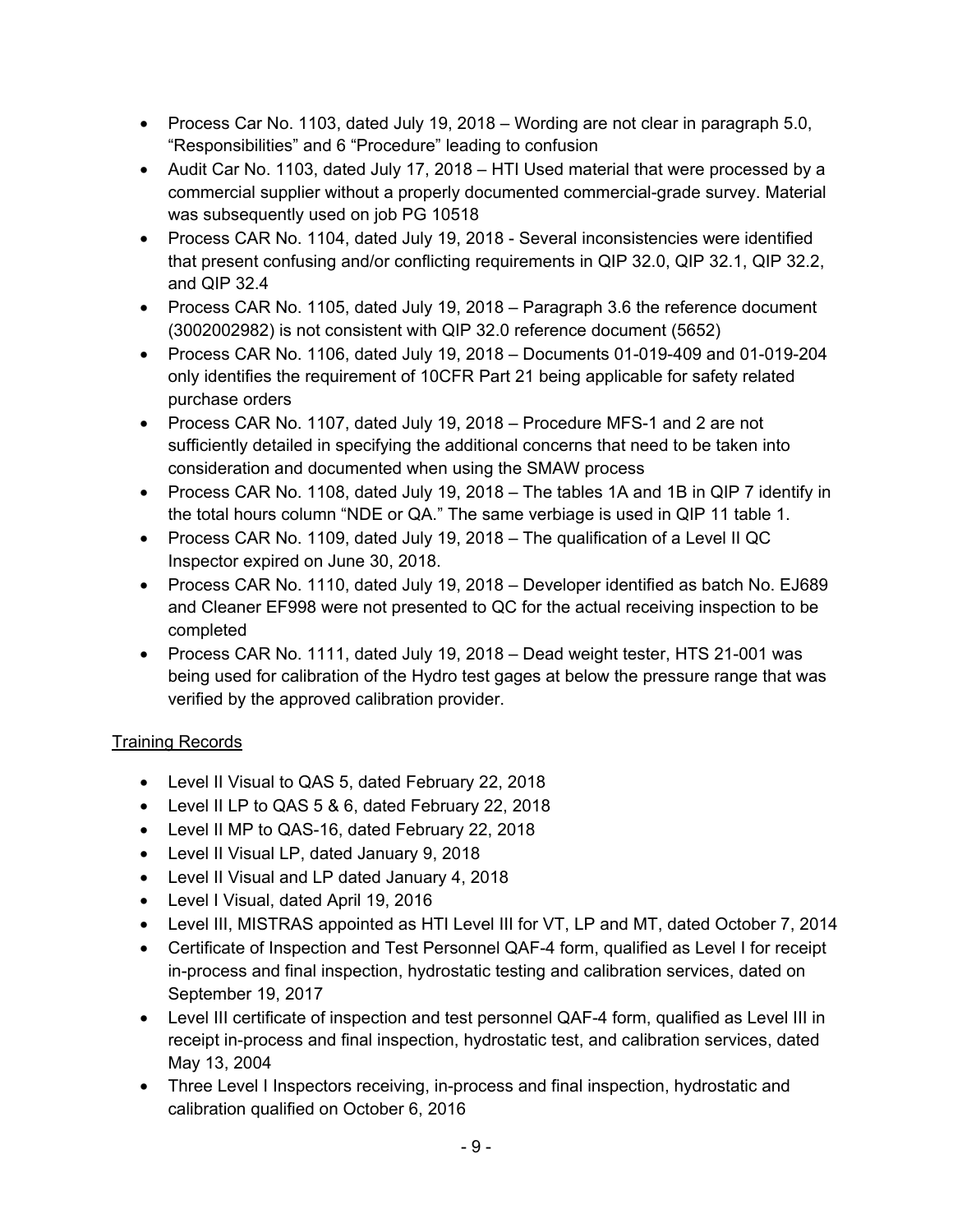- Process Car No. 1103, dated July 19, 2018 – Wording are not clear in paragraph 5.0, "Responsibilities" and 6 "Procedure" leading to confusion
- Audit Car No. 1103, dated July 17, 2018 – HTI Used material that were processed by a commercial supplier without a properly documented commercial-grade survey. Material was subsequently used on job PG 10518
- Process CAR No. 1104, dated July 19, 2018 - Several inconsistencies were identified that present confusing and/or conflicting requirements in QIP 32.0, QIP 32.1, QIP 32.2, and QIP 32.4
- Process CAR No. 1105, dated July 19, 2018 – Paragraph 3.6 the reference document (3002002982) is not consistent with QIP 32.0 reference document (5652)
- Process CAR No. 1106, dated July 19, 2018 – Documents 01-019-409 and 01-019-204 only identifies the requirement of 10CFR Part 21 being applicable for safety related purchase orders
- Process CAR No. 1107, dated July 19, 2018 – Procedure MFS-1 and 2 are not sufficiently detailed in specifying the additional concerns that need to be taken into consideration and documented when using the SMAW process
- Process CAR No. 1108, dated July 19, 2018 – The tables 1A and 1B in QIP 7 identify in the total hours column "NDE or QA." The same verbiage is used in QIP 11 table 1.
- Process CAR No. 1109, dated July 19, 2018 – The qualification of a Level II QC Inspector expired on June 30, 2018.
- Process CAR No. 1110, dated July 19, 2018 – Developer identified as batch No. EJ689 and Cleaner EF998 were not presented to QC for the actual receiving inspection to be completed
- Process CAR No. 1111, dated July 19, 2018 – Dead weight tester, HTS 21-001 was being used for calibration of the Hydro test gages at below the pressure range that was verified by the approved calibration provider.

Training Records

- Level II Visual to QAS 5, dated February 22, 2018
- Level II LP to QAS 5 & 6, dated February 22, 2018
- Level II MP to QAS-16, dated February 22, 2018
- Level II Visual LP, dated January 9, 2018
- Level II Visual and LP dated January 4, 2018
- Level I Visual, dated April 19, 2016
- Level III, MISTRAS appointed as HTI Level III for VT, LP and MT, dated October 7, 2014
- Certificate of Inspection and Test Personnel QAF-4 form, qualified as Level I for receipt in-process and final inspection, hydrostatic testing and calibration services, dated on September 19, 2017
- Level III certificate of inspection and test personnel QAF-4 form, qualified as Level III in receipt in-process and final inspection, hydrostatic test, and calibration services, dated May 13, 2004
- Three Level I Inspectors receiving, in-process and final inspection, hydrostatic and calibration qualified on October 6, 2016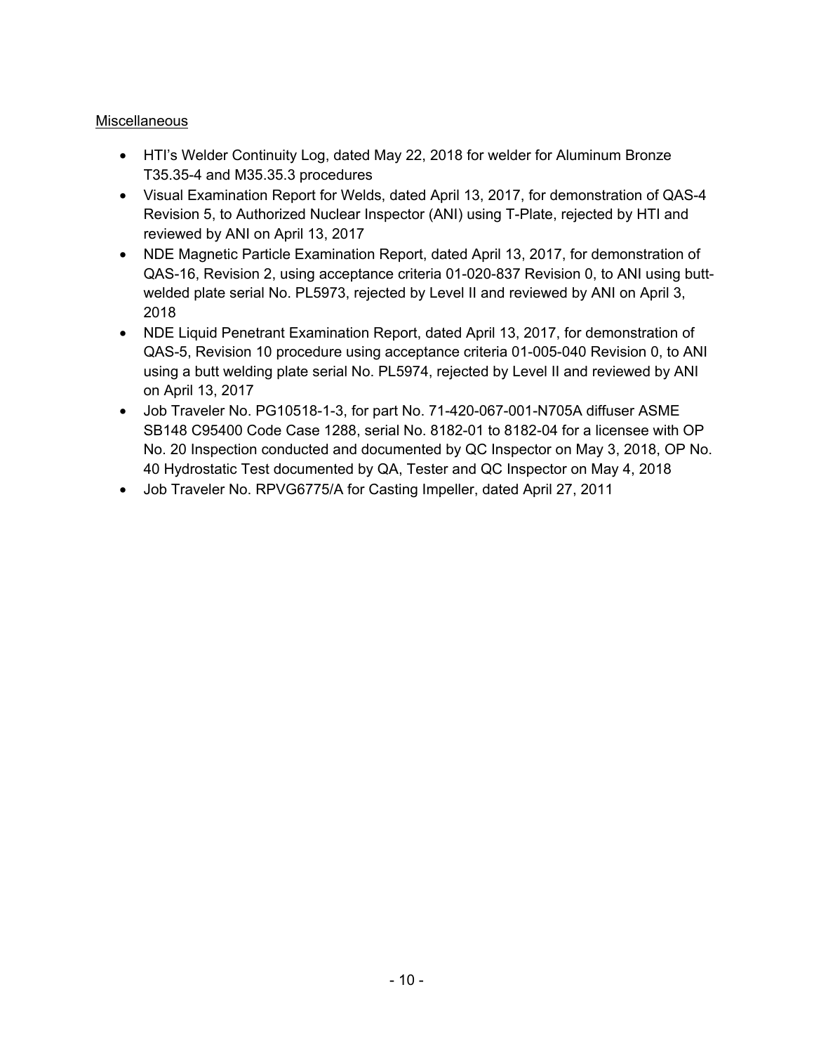Miscellaneous

- HTI's Welder Continuity Log, dated May 22, 2018 for welder for Aluminum Bronze T35.35-4 and M35.35.3 procedures
- Visual Examination Report for Welds, dated April 13, 2017, for demonstration of QAS-4 Revision 5, to Authorized Nuclear Inspector (ANI) using T-Plate, rejected by HTI and reviewed by ANI on April 13, 2017
- NDE Magnetic Particle Examination Report, dated April 13, 2017, for demonstration of QAS-16, Revision 2, using acceptance criteria 01-020-837 Revision 0, to ANI using butt-welded plate serial No. PL5973, rejected by Level II and reviewed by ANI on April 3, 2018
- NDE Liquid Penetrant Examination Report, dated April 13, 2017, for demonstration of QAS-5, Revision 10 procedure using acceptance criteria 01-005-040 Revision 0, to ANI using a butt welding plate serial No. PL5974, rejected by Level II and reviewed by ANI on April 13, 2017
- Job Traveler No. PG10518-1-3, for part No. 71-420-067-001-N705A diffuser ASME SB148 C95400 Code Case 1288, serial No. 8182-01 to 8182-04 for a licensee with OP No. 20 Inspection conducted and documented by QC Inspector on May 3, 2018, OP No. 40 Hydrostatic Test documented by QA, Tester and QC Inspector on May 4, 2018
- Job Traveler No. RPVG6775/A for Casting Impeller, dated April 27, 2011